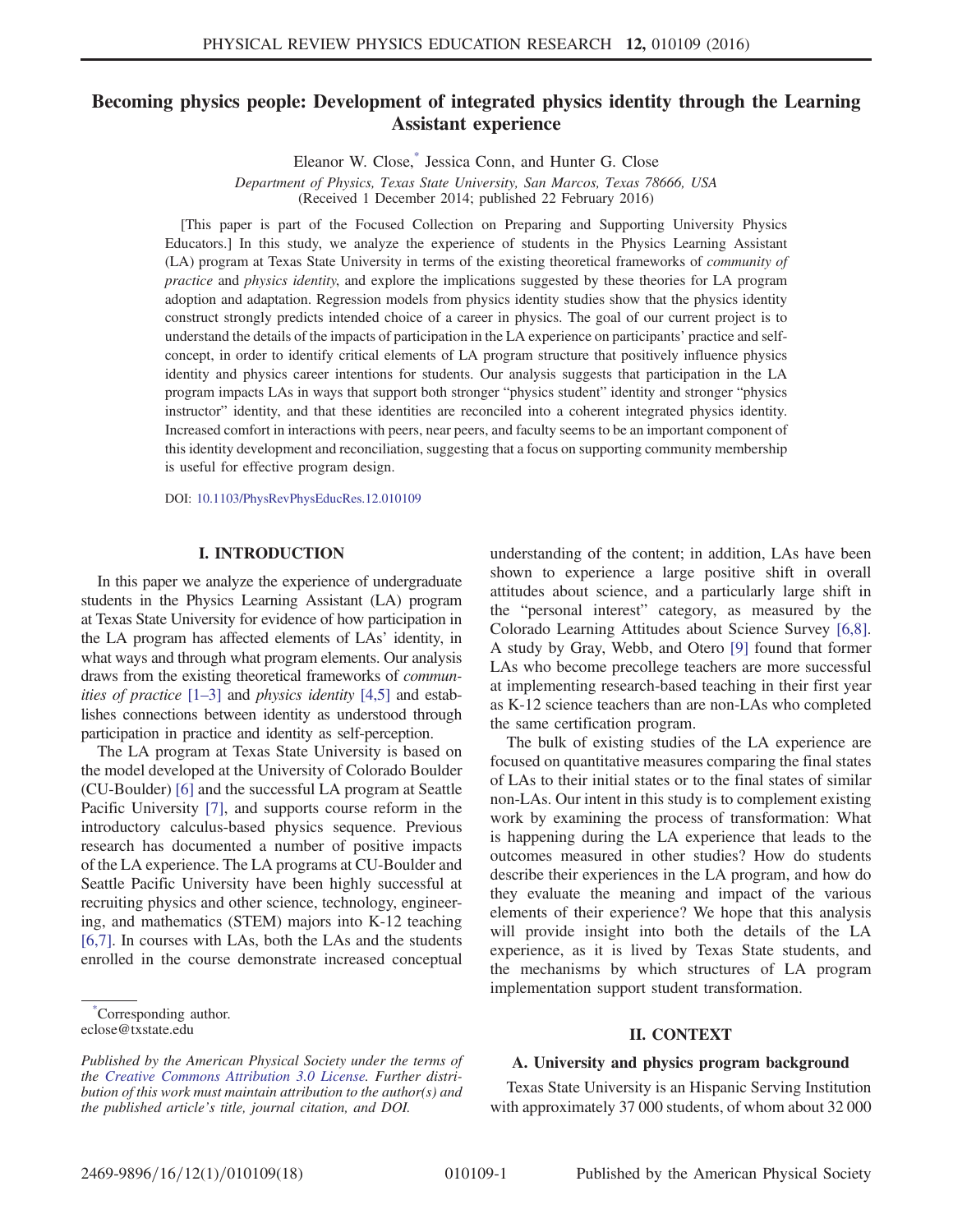# Becoming physics people: Development of integrated physics identity through the Learning Assistant experience

Eleanor W. Close,[*] Jessica Conn, and Hunter G. Close

*Department of Physics, Texas State University, San Marcos, Texas 78666, USA*
(Received 1 December 2014; published 22 February 2016)

[This paper is part of the Focused Collection on Preparing and Supporting University Physics Educators.] In this study, we analyze the experience of students in the Physics Learning Assistant (LA) program at Texas State University in terms of the existing theoretical frameworks of *community of practice* and *physics identity*, and explore the implications suggested by these theories for LA program adoption and adaptation. Regression models from physics identity studies show that the physics identity construct strongly predicts intended choice of a career in physics. The goal of our current project is to understand the details of the impacts of participation in the LA experience on participants' practice and self-concept, in order to identify critical elements of LA program structure that positively influence physics identity and physics career intentions for students. Our analysis suggests that participation in the LA program impacts LAs in ways that support both stronger "physics student" identity and stronger "physics instructor" identity, and that these identities are reconciled into a coherent integrated physics identity. Increased comfort in interactions with peers, near peers, and faculty seems to be an important component of this identity development and reconciliation, suggesting that a focus on supporting community membership is useful for effective program design.

DOI: 10.1103/PhysRevPhysEducRes.12.010109

## I. INTRODUCTION

In this paper we analyze the experience of undergraduate students in the Physics Learning Assistant (LA) program at Texas State University for evidence of how participation in the LA program has affected elements of LAs' identity, in what ways and through what program elements. Our analysis draws from the existing theoretical frameworks of *communities of practice* [1–3] and *physics identity* [4,5] and establishes connections between identity as understood through participation in practice and identity as self-perception.

The LA program at Texas State University is based on the model developed at the University of Colorado Boulder (CU-Boulder) [6] and the successful LA program at Seattle Pacific University [7], and supports course reform in the introductory calculus-based physics sequence. Previous research has documented a number of positive impacts of the LA experience. The LA programs at CU-Boulder and Seattle Pacific University have been highly successful at recruiting physics and other science, technology, engineering, and mathematics (STEM) majors into K-12 teaching [6,7]. In courses with LAs, both the LAs and the students enrolled in the course demonstrate increased conceptual understanding of the content; in addition, LAs have been shown to experience a large positive shift in overall attitudes about science, and a particularly large shift in the "personal interest" category, as measured by the Colorado Learning Attitudes about Science Survey [6,8]. A study by Gray, Webb, and Otero [9] found that former LAs who become precollege teachers are more successful at implementing research-based teaching in their first year as K-12 science teachers than are non-LAs who completed the same certification program.

The bulk of existing studies of the LA experience are focused on quantitative measures comparing the final states of LAs to their initial states or to the final states of similar non-LAs. Our intent in this study is to complement existing work by examining the process of transformation: What is happening during the LA experience that leads to the outcomes measured in other studies? How do students describe their experiences in the LA program, and how do they evaluate the meaning and impact of the various elements of their experience? We hope that this analysis will provide insight into both the details of the LA experience, as it is lived by Texas State students, and the mechanisms by which structures of LA program implementation support student transformation.

## II. CONTEXT

### A. University and physics program background

Texas State University is an Hispanic Serving Institution with approximately 37 000 students, of whom about 32 000

---

[*]Corresponding author.
eclose@txstate.edu

*Published by the American Physical Society under the terms of the Creative Commons Attribution 3.0 License. Further distribution of this work must maintain attribution to the author(s) and the published article's title, journal citation, and DOI.*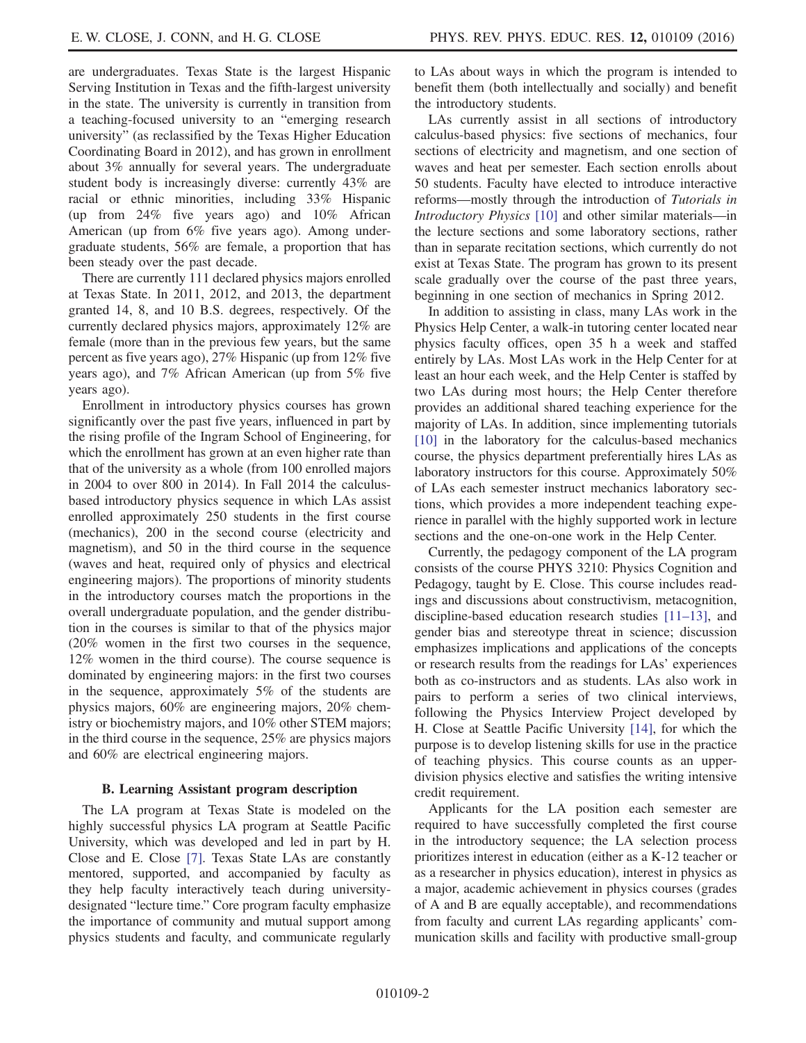are undergraduates. Texas State is the largest Hispanic Serving Institution in Texas and the fifth-largest university in the state. The university is currently in transition from a teaching-focused university to an "emerging research university" (as reclassified by the Texas Higher Education Coordinating Board in 2012), and has grown in enrollment about 3% annually for several years. The undergraduate student body is increasingly diverse: currently 43% are racial or ethnic minorities, including 33% Hispanic (up from 24% five years ago) and 10% African American (up from 6% five years ago). Among undergraduate students, 56% are female, a proportion that has been steady over the past decade.

There are currently 111 declared physics majors enrolled at Texas State. In 2011, 2012, and 2013, the department granted 14, 8, and 10 B.S. degrees, respectively. Of the currently declared physics majors, approximately 12% are female (more than in the previous few years, but the same percent as five years ago), 27% Hispanic (up from 12% five years ago), and 7% African American (up from 5% five years ago).

Enrollment in introductory physics courses has grown significantly over the past five years, influenced in part by the rising profile of the Ingram School of Engineering, for which the enrollment has grown at an even higher rate than that of the university as a whole (from 100 enrolled majors in 2004 to over 800 in 2014). In Fall 2014 the calculus-based introductory physics sequence in which LAs assist enrolled approximately 250 students in the first course (mechanics), 200 in the second course (electricity and magnetism), and 50 in the third course in the sequence (waves and heat, required only of physics and electrical engineering majors). The proportions of minority students in the introductory courses match the proportions in the overall undergraduate population, and the gender distribution in the courses is similar to that of the physics major (20% women in the first two courses in the sequence, 12% women in the third course). The course sequence is dominated by engineering majors: in the first two courses in the sequence, approximately 5% of the students are physics majors, 60% are engineering majors, 20% chemistry or biochemistry majors, and 10% other STEM majors; in the third course in the sequence, 25% are physics majors and 60% are electrical engineering majors.

### B. Learning Assistant program description

The LA program at Texas State is modeled on the highly successful physics LA program at Seattle Pacific University, which was developed and led in part by H. Close and E. Close [7]. Texas State LAs are constantly mentored, supported, and accompanied by faculty as they help faculty interactively teach during university-designated "lecture time." Core program faculty emphasize the importance of community and mutual support among physics students and faculty, and communicate regularly to LAs about ways in which the program is intended to benefit them (both intellectually and socially) and benefit the introductory students.

LAs currently assist in all sections of introductory calculus-based physics: five sections of mechanics, four sections of electricity and magnetism, and one section of waves and heat per semester. Each section enrolls about 50 students. Faculty have elected to introduce interactive reforms—mostly through the introduction of *Tutorials in Introductory Physics* [10] and other similar materials—in the lecture sections and some laboratory sections, rather than in separate recitation sections, which currently do not exist at Texas State. The program has grown to its present scale gradually over the course of the past three years, beginning in one section of mechanics in Spring 2012.

In addition to assisting in class, many LAs work in the Physics Help Center, a walk-in tutoring center located near physics faculty offices, open 35 h a week and staffed entirely by LAs. Most LAs work in the Help Center for at least an hour each week, and the Help Center is staffed by two LAs during most hours; the Help Center therefore provides an additional shared teaching experience for the majority of LAs. In addition, since implementing tutorials [10] in the laboratory for the calculus-based mechanics course, the physics department preferentially hires LAs as laboratory instructors for this course. Approximately 50% of LAs each semester instruct mechanics laboratory sections, which provides a more independent teaching experience in parallel with the highly supported work in lecture sections and the one-on-one work in the Help Center.

Currently, the pedagogy component of the LA program consists of the course PHYS 3210: Physics Cognition and Pedagogy, taught by E. Close. This course includes readings and discussions about constructivism, metacognition, discipline-based education research studies [11–13], and gender bias and stereotype threat in science; discussion emphasizes implications and applications of the concepts or research results from the readings for LAs' experiences both as co-instructors and as students. LAs also work in pairs to perform a series of two clinical interviews, following the Physics Interview Project developed by H. Close at Seattle Pacific University [14], for which the purpose is to develop listening skills for use in the practice of teaching physics. This course counts as an upper-division physics elective and satisfies the writing intensive credit requirement.

Applicants for the LA position each semester are required to have successfully completed the first course in the introductory sequence; the LA selection process prioritizes interest in education (either as a K-12 teacher or as a researcher in physics education), interest in physics as a major, academic achievement in physics courses (grades of A and B are equally acceptable), and recommendations from faculty and current LAs regarding applicants' communication skills and facility with productive small-group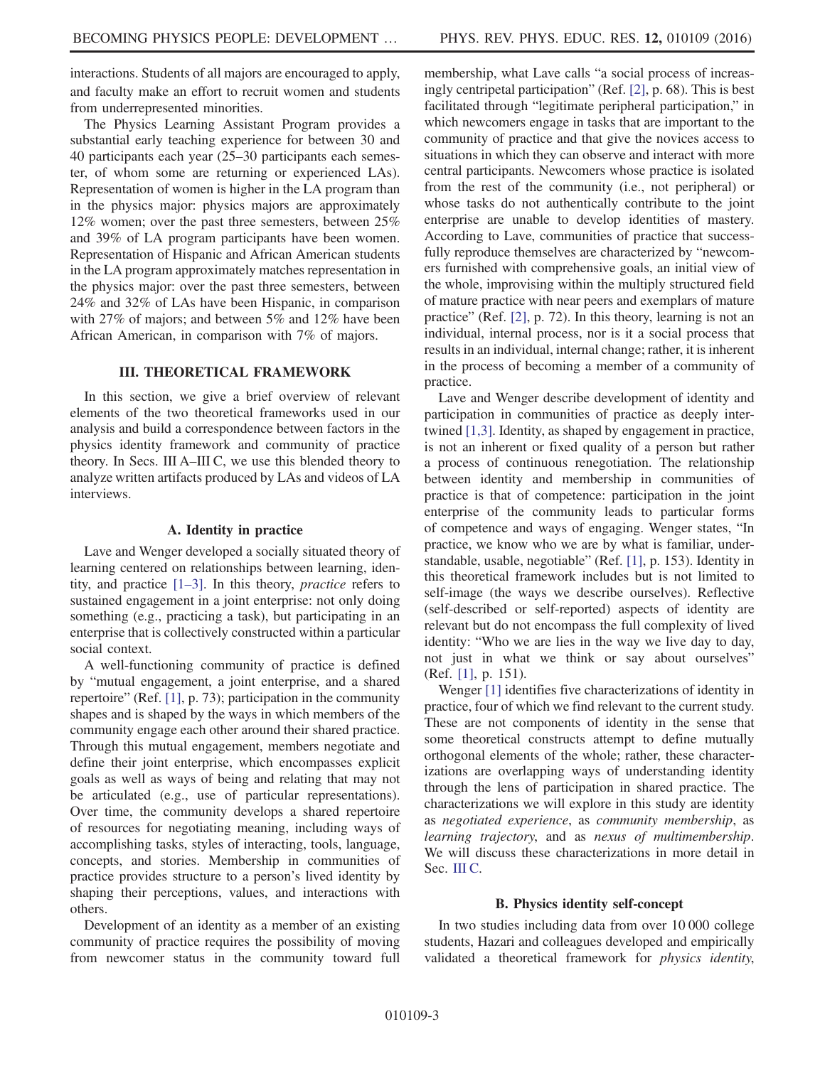interactions. Students of all majors are encouraged to apply, and faculty make an effort to recruit women and students from underrepresented minorities.

The Physics Learning Assistant Program provides a substantial early teaching experience for between 30 and 40 participants each year (25–30 participants each semester, of whom some are returning or experienced LAs). Representation of women is higher in the LA program than in the physics major: physics majors are approximately 12% women; over the past three semesters, between 25% and 39% of LA program participants have been women. Representation of Hispanic and African American students in the LA program approximately matches representation in the physics major: over the past three semesters, between 24% and 32% of LAs have been Hispanic, in comparison with 27% of majors; and between 5% and 12% have been African American, in comparison with 7% of majors.

## III. THEORETICAL FRAMEWORK

In this section, we give a brief overview of relevant elements of the two theoretical frameworks used in our analysis and build a correspondence between factors in the physics identity framework and community of practice theory. In Secs. III A–III C, we use this blended theory to analyze written artifacts produced by LAs and videos of LA interviews.

### A. Identity in practice

Lave and Wenger developed a socially situated theory of learning centered on relationships between learning, identity, and practice [1–3]. In this theory, *practice* refers to sustained engagement in a joint enterprise: not only doing something (e.g., practicing a task), but participating in an enterprise that is collectively constructed within a particular social context.

A well-functioning community of practice is defined by "mutual engagement, a joint enterprise, and a shared repertoire" (Ref. [1], p. 73); participation in the community shapes and is shaped by the ways in which members of the community engage each other around their shared practice. Through this mutual engagement, members negotiate and define their joint enterprise, which encompasses explicit goals as well as ways of being and relating that may not be articulated (e.g., use of particular representations). Over time, the community develops a shared repertoire of resources for negotiating meaning, including ways of accomplishing tasks, styles of interacting, tools, language, concepts, and stories. Membership in communities of practice provides structure to a person's lived identity by shaping their perceptions, values, and interactions with others.

Development of an identity as a member of an existing community of practice requires the possibility of moving from newcomer status in the community toward full membership, what Lave calls "a social process of increasingly centripetal participation" (Ref. [2], p. 68). This is best facilitated through "legitimate peripheral participation," in which newcomers engage in tasks that are important to the community of practice and that give the novices access to situations in which they can observe and interact with more central participants. Newcomers whose practice is isolated from the rest of the community (i.e., not peripheral) or whose tasks do not authentically contribute to the joint enterprise are unable to develop identities of mastery. According to Lave, communities of practice that successfully reproduce themselves are characterized by "newcomers furnished with comprehensive goals, an initial view of the whole, improvising within the multiply structured field of mature practice with near peers and exemplars of mature practice" (Ref. [2], p. 72). In this theory, learning is not an individual, internal process, nor is it a social process that results in an individual, internal change; rather, it is inherent in the process of becoming a member of a community of practice.

Lave and Wenger describe development of identity and participation in communities of practice as deeply intertwined [1,3]. Identity, as shaped by engagement in practice, is not an inherent or fixed quality of a person but rather a process of continuous renegotiation. The relationship between identity and membership in communities of practice is that of competence: participation in the joint enterprise of the community leads to particular forms of competence and ways of engaging. Wenger states, "In practice, we know who we are by what is familiar, understandable, usable, negotiable" (Ref. [1], p. 153). Identity in this theoretical framework includes but is not limited to self-image (the ways we describe ourselves). Reflective (self-described or self-reported) aspects of identity are relevant but do not encompass the full complexity of lived identity: "Who we are lies in the way we live day to day, not just in what we think or say about ourselves" (Ref. [1], p. 151).

Wenger [1] identifies five characterizations of identity in practice, four of which we find relevant to the current study. These are not components of identity in the sense that some theoretical constructs attempt to define mutually orthogonal elements of the whole; rather, these characterizations are overlapping ways of understanding identity through the lens of participation in shared practice. The characterizations we will explore in this study are identity as *negotiated experience*, as *community membership*, as *learning trajectory*, and as *nexus of multimembership*. We will discuss these characterizations in more detail in Sec. III C.

### B. Physics identity self-concept

In two studies including data from over 10 000 college students, Hazari and colleagues developed and empirically validated a theoretical framework for *physics identity*,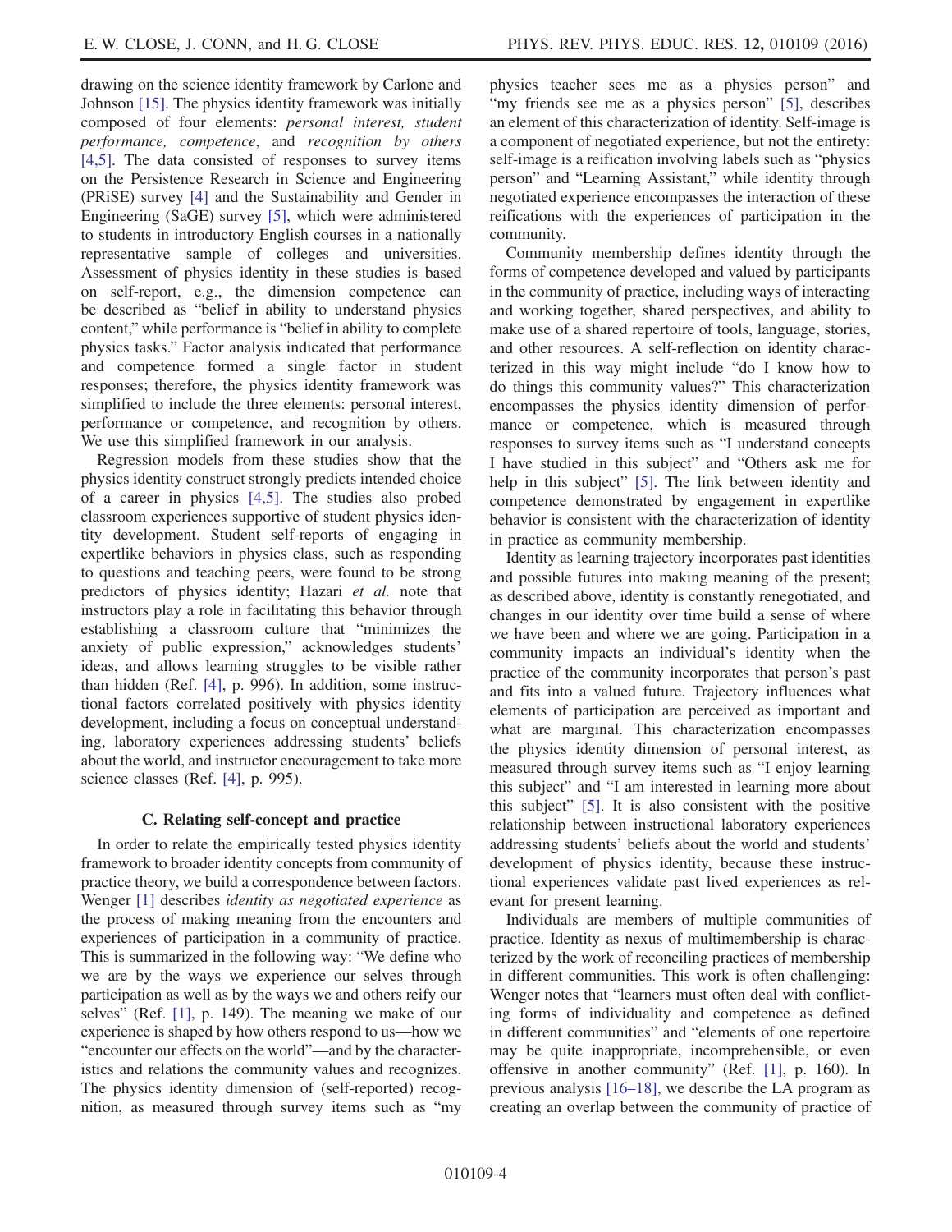drawing on the science identity framework by Carlone and Johnson [15]. The physics identity framework was initially composed of four elements: *personal interest, student performance, competence*, and *recognition by others* [4,5]. The data consisted of responses to survey items on the Persistence Research in Science and Engineering (PRiSE) survey [4] and the Sustainability and Gender in Engineering (SaGE) survey [5], which were administered to students in introductory English courses in a nationally representative sample of colleges and universities. Assessment of physics identity in these studies is based on self-report, e.g., the dimension competence can be described as "belief in ability to understand physics content," while performance is "belief in ability to complete physics tasks." Factor analysis indicated that performance and competence formed a single factor in student responses; therefore, the physics identity framework was simplified to include the three elements: personal interest, performance or competence, and recognition by others. We use this simplified framework in our analysis.

Regression models from these studies show that the physics identity construct strongly predicts intended choice of a career in physics [4,5]. The studies also probed classroom experiences supportive of student physics identity development. Student self-reports of engaging in expertlike behaviors in physics class, such as responding to questions and teaching peers, were found to be strong predictors of physics identity; Hazari *et al.* note that instructors play a role in facilitating this behavior through establishing a classroom culture that "minimizes the anxiety of public expression," acknowledges students' ideas, and allows learning struggles to be visible rather than hidden (Ref. [4], p. 996). In addition, some instructional factors correlated positively with physics identity development, including a focus on conceptual understanding, laboratory experiences addressing students' beliefs about the world, and instructor encouragement to take more science classes (Ref. [4], p. 995).

### C. Relating self-concept and practice

In order to relate the empirically tested physics identity framework to broader identity concepts from community of practice theory, we build a correspondence between factors. Wenger [1] describes *identity as negotiated experience* as the process of making meaning from the encounters and experiences of participation in a community of practice. This is summarized in the following way: "We define who we are by the ways we experience our selves through participation as well as by the ways we and others reify our selves" (Ref. [1], p. 149). The meaning we make of our experience is shaped by how others respond to us—how we "encounter our effects on the world"—and by the characteristics and relations the community values and recognizes. The physics identity dimension of (self-reported) recognition, as measured through survey items such as "my physics teacher sees me as a physics person" and "my friends see me as a physics person" [5], describes an element of this characterization of identity. Self-image is a component of negotiated experience, but not the entirety: self-image is a reification involving labels such as "physics person" and "Learning Assistant," while identity through negotiated experience encompasses the interaction of these reifications with the experiences of participation in the community.

Community membership defines identity through the forms of competence developed and valued by participants in the community of practice, including ways of interacting and working together, shared perspectives, and ability to make use of a shared repertoire of tools, language, stories, and other resources. A self-reflection on identity characterized in this way might include "do I know how to do things this community values?" This characterization encompasses the physics identity dimension of performance or competence, which is measured through responses to survey items such as "I understand concepts I have studied in this subject" and "Others ask me for help in this subject" [5]. The link between identity and competence demonstrated by engagement in expertlike behavior is consistent with the characterization of identity in practice as community membership.

Identity as learning trajectory incorporates past identities and possible futures into making meaning of the present; as described above, identity is constantly renegotiated, and changes in our identity over time build a sense of where we have been and where we are going. Participation in a community impacts an individual's identity when the practice of the community incorporates that person's past and fits into a valued future. Trajectory influences what elements of participation are perceived as important and what are marginal. This characterization encompasses the physics identity dimension of personal interest, as measured through survey items such as "I enjoy learning this subject" and "I am interested in learning more about this subject" [5]. It is also consistent with the positive relationship between instructional laboratory experiences addressing students' beliefs about the world and students' development of physics identity, because these instructional experiences validate past lived experiences as relevant for present learning.

Individuals are members of multiple communities of practice. Identity as nexus of multimembership is characterized by the work of reconciling practices of membership in different communities. This work is often challenging: Wenger notes that "learners must often deal with conflicting forms of individuality and competence as defined in different communities" and "elements of one repertoire may be quite inappropriate, incomprehensible, or even offensive in another community" (Ref. [1], p. 160). In previous analysis [16–18], we describe the LA program as creating an overlap between the community of practice of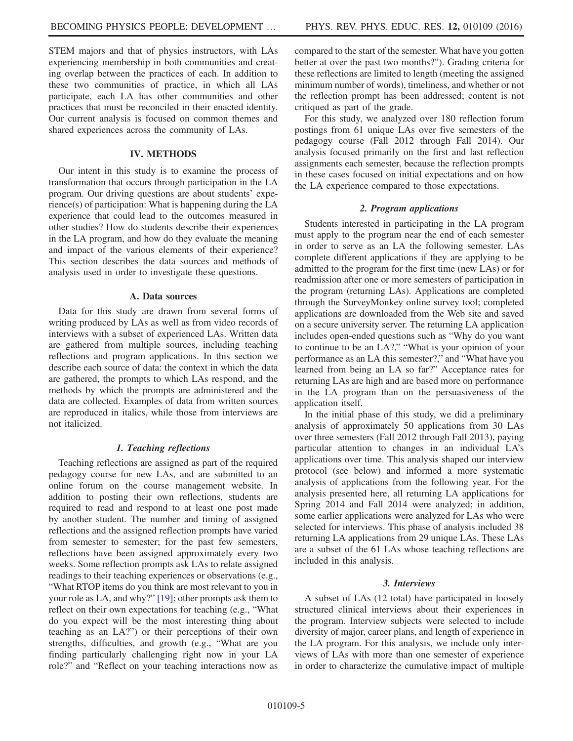STEM majors and that of physics instructors, with LAs experiencing membership in both communities and creating overlap between the practices of each. In addition to these two communities of practice, in which all LAs participate, each LA has other communities and other practices that must be reconciled in their enacted identity. Our current analysis is focused on common themes and shared experiences across the community of LAs.

## IV. METHODS

Our intent in this study is to examine the process of transformation that occurs through participation in the LA program. Our driving questions are about students' experience(s) of participation: What is happening during the LA experience that could lead to the outcomes measured in other studies? How do students describe their experiences in the LA program, and how do they evaluate the meaning and impact of the various elements of their experience? This section describes the data sources and methods of analysis used in order to investigate these questions.

### A. Data sources

Data for this study are drawn from several forms of writing produced by LAs as well as from video records of interviews with a subset of experienced LAs. Written data are gathered from multiple sources, including teaching reflections and program applications. In this section we describe each source of data: the context in which the data are gathered, the prompts to which LAs respond, and the methods by which the prompts are administered and the data are collected. Examples of data from written sources are reproduced in italics, while those from interviews are not italicized.

#### *1. Teaching reflections*

Teaching reflections are assigned as part of the required pedagogy course for new LAs, and are submitted to an online forum on the course management website. In addition to posting their own reflections, students are required to read and respond to at least one post made by another student. The number and timing of assigned reflections and the assigned reflection prompts have varied from semester to semester; for the past few semesters, reflections have been assigned approximately every two weeks. Some reflection prompts ask LAs to relate assigned readings to their teaching experiences or observations (e.g., "What RTOP items do you think are most relevant to you in your role as LA, and why?" [19]; other prompts ask them to reflect on their own expectations for teaching (e.g., "What do you expect will be the most interesting thing about teaching as an LA?") or their perceptions of their own strengths, difficulties, and growth (e.g., "What are you finding particularly challenging right now in your LA role?" and "Reflect on your teaching interactions now as compared to the start of the semester. What have you gotten better at over the past two months?"). Grading criteria for these reflections are limited to length (meeting the assigned minimum number of words), timeliness, and whether or not the reflection prompt has been addressed; content is not critiqued as part of the grade.

For this study, we analyzed over 180 reflection forum postings from 61 unique LAs over five semesters of the pedagogy course (Fall 2012 through Fall 2014). Our analysis focused primarily on the first and last reflection assignments each semester, because the reflection prompts in these cases focused on initial expectations and on how the LA experience compared to those expectations.

#### *2. Program applications*

Students interested in participating in the LA program must apply to the program near the end of each semester in order to serve as an LA the following semester. LAs complete different applications if they are applying to be admitted to the program for the first time (new LAs) or for readmission after one or more semesters of participation in the program (returning LAs). Applications are completed through the SurveyMonkey online survey tool; completed applications are downloaded from the Web site and saved on a secure university server. The returning LA application includes open-ended questions such as "Why do you want to continue to be an LA?," "What is your opinion of your performance as an LA this semester?," and "What have you learned from being an LA so far?" Acceptance rates for returning LAs are high and are based more on performance in the LA program than on the persuasiveness of the application itself.

In the initial phase of this study, we did a preliminary analysis of approximately 50 applications from 30 LAs over three semesters (Fall 2012 through Fall 2013), paying particular attention to changes in an individual LA's applications over time. This analysis shaped our interview protocol (see below) and informed a more systematic analysis of applications from the following year. For the analysis presented here, all returning LA applications for Spring 2014 and Fall 2014 were analyzed; in addition, some earlier applications were analyzed for LAs who were selected for interviews. This phase of analysis included 38 returning LA applications from 29 unique LAs. These LAs are a subset of the 61 LAs whose teaching reflections are included in this analysis.

#### *3. Interviews*

A subset of LAs (12 total) have participated in loosely structured clinical interviews about their experiences in the program. Interview subjects were selected to include diversity of major, career plans, and length of experience in the LA program. For this analysis, we include only interviews of LAs with more than one semester of experience in order to characterize the cumulative impact of multiple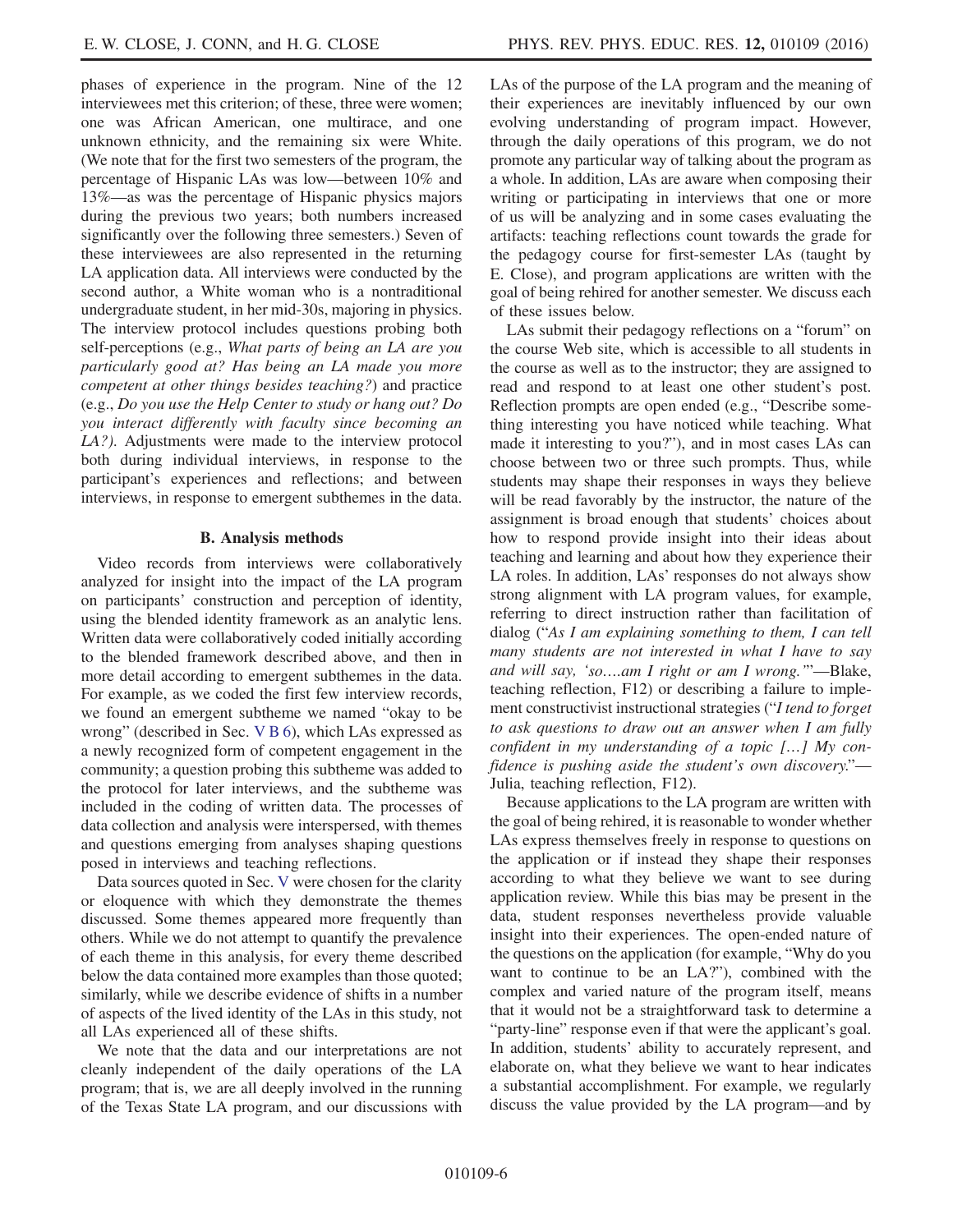phases of experience in the program. Nine of the 12 interviewees met this criterion; of these, three were women; one was African American, one multirace, and one unknown ethnicity, and the remaining six were White. (We note that for the first two semesters of the program, the percentage of Hispanic LAs was low—between 10% and 13%—as was the percentage of Hispanic physics majors during the previous two years; both numbers increased significantly over the following three semesters.) Seven of these interviewees are also represented in the returning LA application data. All interviews were conducted by the second author, a White woman who is a nontraditional undergraduate student, in her mid-30s, majoring in physics. The interview protocol includes questions probing both self-perceptions (e.g., *What parts of being an LA are you particularly good at? Has being an LA made you more competent at other things besides teaching?*) and practice (e.g., *Do you use the Help Center to study or hang out? Do you interact differently with faculty since becoming an LA?*). Adjustments were made to the interview protocol both during individual interviews, in response to the participant's experiences and reflections; and between interviews, in response to emergent subthemes in the data.

### B. Analysis methods

Video records from interviews were collaboratively analyzed for insight into the impact of the LA program on participants' construction and perception of identity, using the blended identity framework as an analytic lens. Written data were collaboratively coded initially according to the blended framework described above, and then in more detail according to emergent subthemes in the data. For example, as we coded the first few interview records, we found an emergent subtheme we named "okay to be wrong" (described in Sec. V B 6), which LAs expressed as a newly recognized form of competent engagement in the community; a question probing this subtheme was added to the protocol for later interviews, and the subtheme was included in the coding of written data. The processes of data collection and analysis were interspersed, with themes and questions emerging from analyses shaping questions posed in interviews and teaching reflections.

Data sources quoted in Sec. V were chosen for the clarity or eloquence with which they demonstrate the themes discussed. Some themes appeared more frequently than others. While we do not attempt to quantify the prevalence of each theme in this analysis, for every theme described below the data contained more examples than those quoted; similarly, while we describe evidence of shifts in a number of aspects of the lived identity of the LAs in this study, not all LAs experienced all of these shifts.

We note that the data and our interpretations are not cleanly independent of the daily operations of the LA program; that is, we are all deeply involved in the running of the Texas State LA program, and our discussions with LAs of the purpose of the LA program and the meaning of their experiences are inevitably influenced by our own evolving understanding of program impact. However, through the daily operations of this program, we do not promote any particular way of talking about the program as a whole. In addition, LAs are aware when composing their writing or participating in interviews that one or more of us will be analyzing and in some cases evaluating the artifacts: teaching reflections count towards the grade for the pedagogy course for first-semester LAs (taught by E. Close), and program applications are written with the goal of being rehired for another semester. We discuss each of these issues below.

LAs submit their pedagogy reflections on a "forum" on the course Web site, which is accessible to all students in the course as well as to the instructor; they are assigned to read and respond to at least one other student's post. Reflection prompts are open ended (e.g., "Describe something interesting you have noticed while teaching. What made it interesting to you?"), and in most cases LAs can choose between two or three such prompts. Thus, while students may shape their responses in ways they believe will be read favorably by the instructor, the nature of the assignment is broad enough that students' choices about how to respond provide insight into their ideas about teaching and learning and about how they experience their LA roles. In addition, LAs' responses do not always show strong alignment with LA program values, for example, referring to direct instruction rather than facilitation of dialog ("*As I am explaining something to them, I can tell many students are not interested in what I have to say and will say, 'so….am I right or am I wrong.'*"—Blake, teaching reflection, F12) or describing a failure to implement constructivist instructional strategies ("*I tend to forget to ask questions to draw out an answer when I am fully confident in my understanding of a topic […] My confidence is pushing aside the student's own discovery.*"—Julia, teaching reflection, F12).

Because applications to the LA program are written with the goal of being rehired, it is reasonable to wonder whether LAs express themselves freely in response to questions on the application or if instead they shape their responses according to what they believe we want to see during application review. While this bias may be present in the data, student responses nevertheless provide valuable insight into their experiences. The open-ended nature of the questions on the application (for example, "Why do you want to continue to be an LA?"), combined with the complex and varied nature of the program itself, means that it would not be a straightforward task to determine a "party-line" response even if that were the applicant's goal. In addition, students' ability to accurately represent, and elaborate on, what they believe we want to hear indicates a substantial accomplishment. For example, we regularly discuss the value provided by the LA program—and by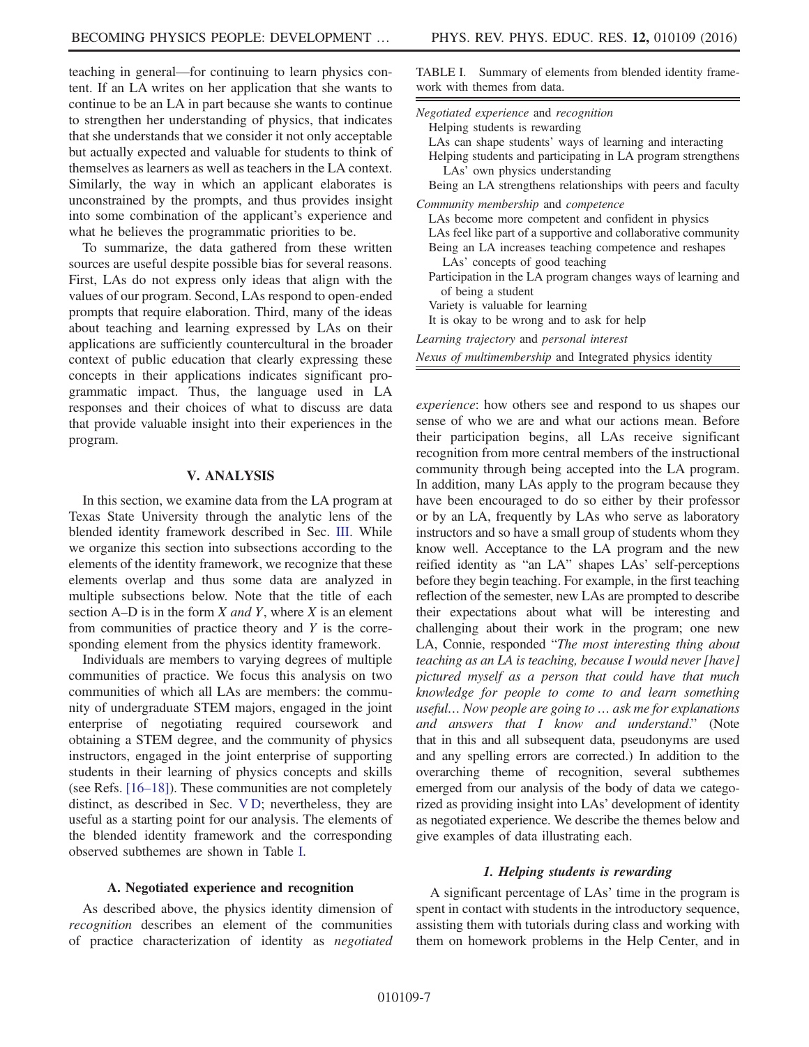teaching in general—for continuing to learn physics content. If an LA writes on her application that she wants to continue to be an LA in part because she wants to continue to strengthen her understanding of physics, that indicates that she understands that we consider it not only acceptable but actually expected and valuable for students to think of themselves as learners as well as teachers in the LA context. Similarly, the way in which an applicant elaborates is unconstrained by the prompts, and thus provides insight into some combination of the applicant's experience and what he believes the programmatic priorities to be.

To summarize, the data gathered from these written sources are useful despite possible bias for several reasons. First, LAs do not express only ideas that align with the values of our program. Second, LAs respond to open-ended prompts that require elaboration. Third, many of the ideas about teaching and learning expressed by LAs on their applications are sufficiently countercultural in the broader context of public education that clearly expressing these concepts in their applications indicates significant programmatic impact. Thus, the language used in LA responses and their choices of what to discuss are data that provide valuable insight into their experiences in the program.

## V. ANALYSIS

In this section, we examine data from the LA program at Texas State University through the analytic lens of the blended identity framework described in Sec. III. While we organize this section into subsections according to the elements of the identity framework, we recognize that these elements overlap and thus some data are analyzed in multiple subsections below. Note that the title of each section A–D is in the form *X and Y*, where *X* is an element from communities of practice theory and *Y* is the corresponding element from the physics identity framework.

Individuals are members to varying degrees of multiple communities of practice. We focus this analysis on two communities of which all LAs are members: the community of undergraduate STEM majors, engaged in the joint enterprise of negotiating required coursework and obtaining a STEM degree, and the community of physics instructors, engaged in the joint enterprise of supporting students in their learning of physics concepts and skills (see Refs. [16–18]). These communities are not completely distinct, as described in Sec. V D; nevertheless, they are useful as a starting point for our analysis. The elements of the blended identity framework and the corresponding observed subthemes are shown in Table I.

TABLE I. Summary of elements from blended identity framework with themes from data.

| |
|---|
| *Negotiated experience* and *recognition* |
| Helping students is rewarding |
| LAs can shape students' ways of learning and interacting |
| Helping students and participating in LA program strengthens LAs' own physics understanding |
| Being an LA strengthens relationships with peers and faculty |
| *Community membership* and *competence* |
| LAs become more competent and confident in physics |
| LAs feel like part of a supportive and collaborative community |
| Being an LA increases teaching competence and reshapes LAs' concepts of good teaching |
| Participation in the LA program changes ways of learning and of being a student |
| Variety is valuable for learning |
| It is okay to be wrong and to ask for help |
| *Learning trajectory* and *personal interest* |
| *Nexus of multimembership* and Integrated physics identity |

### A. Negotiated experience and recognition

As described above, the physics identity dimension of *recognition* describes an element of the communities of practice characterization of identity as *negotiated experience*: how others see and respond to us shapes our sense of who we are and what our actions mean. Before their participation begins, all LAs receive significant recognition from more central members of the instructional community through being accepted into the LA program. In addition, many LAs apply to the program because they have been encouraged to do so either by their professor or by an LA, frequently by LAs who serve as laboratory instructors and so have a small group of students whom they know well. Acceptance to the LA program and the new reified identity as "an LA" shapes LAs' self-perceptions before they begin teaching. For example, in the first teaching reflection of the semester, new LAs are prompted to describe their expectations about what will be interesting and challenging about their work in the program; one new LA, Connie, responded "*The most interesting thing about teaching as an LA is teaching, because I would never [have] pictured myself as a person that could have that much knowledge for people to come to and learn something useful… Now people are going to … ask me for explanations and answers that I know and understand*." (Note that in this and all subsequent data, pseudonyms are used and any spelling errors are corrected.) In addition to the overarching theme of recognition, several subthemes emerged from our analysis of the body of data we categorized as providing insight into LAs' development of identity as negotiated experience. We describe the themes below and give examples of data illustrating each.

#### 1. Helping students is rewarding

A significant percentage of LAs' time in the program is spent in contact with students in the introductory sequence, assisting them with tutorials during class and working with them on homework problems in the Help Center, and in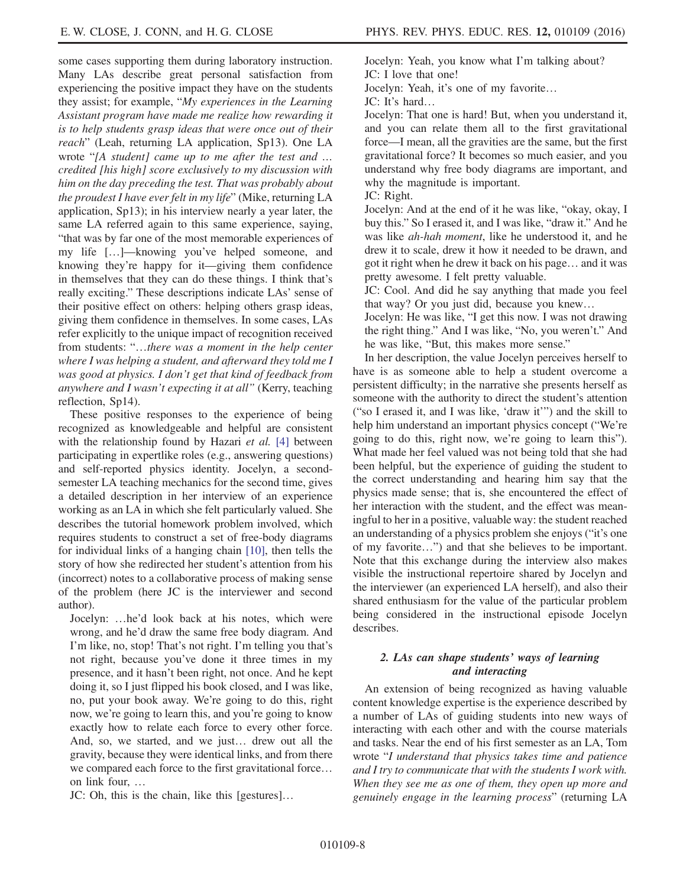some cases supporting them during laboratory instruction. Many LAs describe great personal satisfaction from experiencing the positive impact they have on the students they assist; for example, "*My experiences in the Learning Assistant program have made me realize how rewarding it is to help students grasp ideas that were once out of their reach*" (Leah, returning LA application, Sp13). One LA wrote "*[A student] came up to me after the test and … credited [his high] score exclusively to my discussion with him on the day preceding the test. That was probably about the proudest I have ever felt in my life*" (Mike, returning LA application, Sp13); in his interview nearly a year later, the same LA referred again to this same experience, saying, "that was by far one of the most memorable experiences of my life […]—knowing you've helped someone, and knowing they're happy for it—giving them confidence in themselves that they can do these things. I think that's really exciting." These descriptions indicate LAs' sense of their positive effect on others: helping others grasp ideas, giving them confidence in themselves. In some cases, LAs refer explicitly to the unique impact of recognition received from students: "*…there was a moment in the help center where I was helping a student, and afterward they told me I was good at physics. I don't get that kind of feedback from anywhere and I wasn't expecting it at all*" (Kerry, teaching reflection, Sp14).

These positive responses to the experience of being recognized as knowledgeable and helpful are consistent with the relationship found by Hazari *et al.* [4] between participating in expertlike roles (e.g., answering questions) and self-reported physics identity. Jocelyn, a second-semester LA teaching mechanics for the second time, gives a detailed description in her interview of an experience working as an LA in which she felt particularly valued. She describes the tutorial homework problem involved, which requires students to construct a set of free-body diagrams for individual links of a hanging chain [10], then tells the story of how she redirected her student's attention from his (incorrect) notes to a collaborative process of making sense of the problem (here JC is the interviewer and second author).

Jocelyn: …he'd look back at his notes, which were wrong, and he'd draw the same free body diagram. And I'm like, no, stop! That's not right. I'm telling you that's not right, because you've done it three times in my presence, and it hasn't been right, not once. And he kept doing it, so I just flipped his book closed, and I was like, no, put your book away. We're going to do this, right now, we're going to learn this, and you're going to know exactly how to relate each force to every other force. And, so, we started, and we just… drew out all the gravity, because they were identical links, and from there we compared each force to the first gravitational force… on link four, …

JC: Oh, this is the chain, like this [gestures]…

Jocelyn: Yeah, you know what I'm talking about?

JC: I love that one!

Jocelyn: Yeah, it's one of my favorite…

JC: It's hard…

Jocelyn: That one is hard! But, when you understand it, and you can relate them all to the first gravitational force—I mean, all the gravities are the same, but the first gravitational force? It becomes so much easier, and you understand why free body diagrams are important, and why the magnitude is important.

JC: Right.

Jocelyn: And at the end of it he was like, "okay, okay, I buy this." So I erased it, and I was like, "draw it." And he was like *ah-hah moment*, like he understood it, and he drew it to scale, drew it how it needed to be drawn, and got it right when he drew it back on his page… and it was pretty awesome. I felt pretty valuable.

JC: Cool. And did he say anything that made you feel that way? Or you just did, because you knew…

Jocelyn: He was like, "I get this now. I was not drawing the right thing." And I was like, "No, you weren't." And he was like, "But, this makes more sense."

In her description, the value Jocelyn perceives herself to have is as someone able to help a student overcome a persistent difficulty; in the narrative she presents herself as someone with the authority to direct the student's attention ("so I erased it, and I was like, 'draw it'") and the skill to help him understand an important physics concept ("We're going to do this, right now, we're going to learn this"). What made her feel valued was not being told that she had been helpful, but the experience of guiding the student to the correct understanding and hearing him say that the physics made sense; that is, she encountered the effect of her interaction with the student, and the effect was meaningful to her in a positive, valuable way: the student reached an understanding of a physics problem she enjoys ("it's one of my favorite…") and that she believes to be important. Note that this exchange during the interview also makes visible the instructional repertoire shared by Jocelyn and the interviewer (an experienced LA herself), and also their shared enthusiasm for the value of the particular problem being considered in the instructional episode Jocelyn describes.

### 2. LAs can shape students' ways of learning and interacting

An extension of being recognized as having valuable content knowledge expertise is the experience described by a number of LAs of guiding students into new ways of interacting with each other and with the course materials and tasks. Near the end of his first semester as an LA, Tom wrote "*I understand that physics takes time and patience and I try to communicate that with the students I work with. When they see me as one of them, they open up more and genuinely engage in the learning process*" (returning LA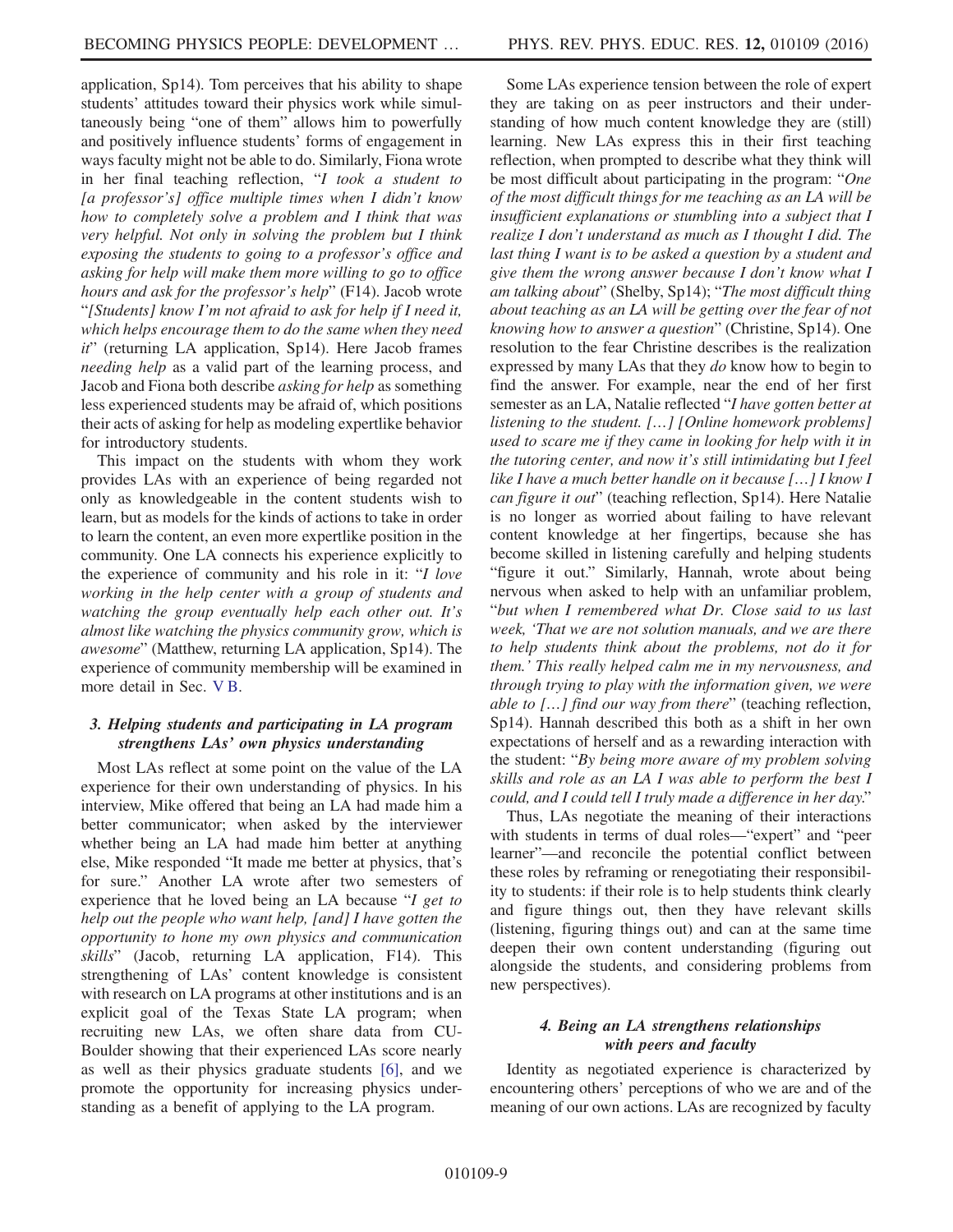application, Sp14). Tom perceives that his ability to shape students' attitudes toward their physics work while simultaneously being "one of them" allows him to powerfully and positively influence students' forms of engagement in ways faculty might not be able to do. Similarly, Fiona wrote in her final teaching reflection, "*I took a student to [a professor's] office multiple times when I didn't know how to completely solve a problem and I think that was very helpful. Not only in solving the problem but I think exposing the students to going to a professor's office and asking for help will make them more willing to go to office hours and ask for the professor's help*" (F14). Jacob wrote "*[Students] know I'm not afraid to ask for help if I need it, which helps encourage them to do the same when they need it*" (returning LA application, Sp14). Here Jacob frames *needing help* as a valid part of the learning process, and Jacob and Fiona both describe *asking for help* as something less experienced students may be afraid of, which positions their acts of asking for help as modeling expertlike behavior for introductory students.

This impact on the students with whom they work provides LAs with an experience of being regarded not only as knowledgeable in the content students wish to learn, but as models for the kinds of actions to take in order to learn the content, an even more expertlike position in the community. One LA connects his experience explicitly to the experience of community and his role in it: "*I love working in the help center with a group of students and watching the group eventually help each other out. It's almost like watching the physics community grow, which is awesome*" (Matthew, returning LA application, Sp14). The experience of community membership will be examined in more detail in Sec. V B.

#### *3. Helping students and participating in LA program strengthens LAs' own physics understanding*

Most LAs reflect at some point on the value of the LA experience for their own understanding of physics. In his interview, Mike offered that being an LA had made him a better communicator; when asked by the interviewer whether being an LA had made him better at anything else, Mike responded "It made me better at physics, that's for sure." Another LA wrote after two semesters of experience that he loved being an LA because "*I get to help out the people who want help, [and] I have gotten the opportunity to hone my own physics and communication skills*" (Jacob, returning LA application, F14). This strengthening of LAs' content knowledge is consistent with research on LA programs at other institutions and is an explicit goal of the Texas State LA program; when recruiting new LAs, we often share data from CU-Boulder showing that their experienced LAs score nearly as well as their physics graduate students [6], and we promote the opportunity for increasing physics understanding as a benefit of applying to the LA program.

Some LAs experience tension between the role of expert they are taking on as peer instructors and their understanding of how much content knowledge they are (still) learning. New LAs express this in their first teaching reflection, when prompted to describe what they think will be most difficult about participating in the program: "*One of the most difficult things for me teaching as an LA will be insufficient explanations or stumbling into a subject that I realize I don't understand as much as I thought I did. The last thing I want is to be asked a question by a student and give them the wrong answer because I don't know what I am talking about*" (Shelby, Sp14); "*The most difficult thing about teaching as an LA will be getting over the fear of not knowing how to answer a question*" (Christine, Sp14). One resolution to the fear Christine describes is the realization expressed by many LAs that they *do* know how to begin to find the answer. For example, near the end of her first semester as an LA, Natalie reflected "*I have gotten better at listening to the student. […] [Online homework problems] used to scare me if they came in looking for help with it in the tutoring center, and now it's still intimidating but I feel like I have a much better handle on it because […] I know I can figure it out*" (teaching reflection, Sp14). Here Natalie is no longer as worried about failing to have relevant content knowledge at her fingertips, because she has become skilled in listening carefully and helping students "figure it out." Similarly, Hannah, wrote about being nervous when asked to help with an unfamiliar problem, "*but when I remembered what Dr. Close said to us last week, 'That we are not solution manuals, and we are there to help students think about the problems, not do it for them.' This really helped calm me in my nervousness, and through trying to play with the information given, we were able to […] find our way from there*" (teaching reflection, Sp14). Hannah described this both as a shift in her own expectations of herself and as a rewarding interaction with the student: "*By being more aware of my problem solving skills and role as an LA I was able to perform the best I could, and I could tell I truly made a difference in her day.*"

Thus, LAs negotiate the meaning of their interactions with students in terms of dual roles—"expert" and "peer learner"—and reconcile the potential conflict between these roles by reframing or renegotiating their responsibility to students: if their role is to help students think clearly and figure things out, then they have relevant skills (listening, figuring things out) and can at the same time deepen their own content understanding (figuring out alongside the students, and considering problems from new perspectives).

#### *4. Being an LA strengthens relationships with peers and faculty*

Identity as negotiated experience is characterized by encountering others' perceptions of who we are and of the meaning of our own actions. LAs are recognized by faculty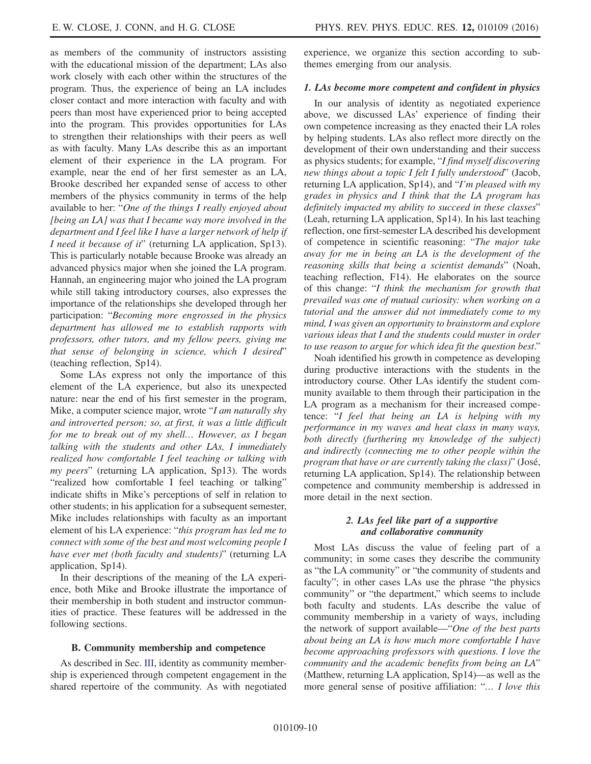as members of the community of instructors assisting with the educational mission of the department; LAs also work closely with each other within the structures of the program. Thus, the experience of being an LA includes closer contact and more interaction with faculty and with peers than most have experienced prior to being accepted into the program. This provides opportunities for LAs to strengthen their relationships with their peers as well as with faculty. Many LAs describe this as an important element of their experience in the LA program. For example, near the end of her first semester as an LA, Brooke described her expanded sense of access to other members of the physics community in terms of the help available to her: "*One of the things I really enjoyed about [being an LA] was that I became way more involved in the department and I feel like I have a larger network of help if I need it because of it*" (returning LA application, Sp13). This is particularly notable because Brooke was already an advanced physics major when she joined the LA program. Hannah, an engineering major who joined the LA program while still taking introductory courses, also expresses the importance of the relationships she developed through her participation: "*Becoming more engrossed in the physics department has allowed me to establish rapports with professors, other tutors, and my fellow peers, giving me that sense of belonging in science, which I desired*" (teaching reflection, Sp14).

Some LAs express not only the importance of this element of the LA experience, but also its unexpected nature: near the end of his first semester in the program, Mike, a computer science major, wrote "*I am naturally shy and introverted person; so, at first, it was a little difficult for me to break out of my shell… However, as I began talking with the students and other LAs, I immediately realized how comfortable I feel teaching or talking with my peers*" (returning LA application, Sp13). The words "realized how comfortable I feel teaching or talking" indicate shifts in Mike's perceptions of self in relation to other students; in his application for a subsequent semester, Mike includes relationships with faculty as an important element of his LA experience: "*this program has led me to connect with some of the best and most welcoming people I have ever met (both faculty and students)*" (returning LA application, Sp14).

In their descriptions of the meaning of the LA experience, both Mike and Brooke illustrate the importance of their membership in both student and instructor communities of practice. These features will be addressed in the following sections.

### B. Community membership and competence

As described in Sec. III, identity as community membership is experienced through competent engagement in the shared repertoire of the community. As with negotiated experience, we organize this section according to subthemes emerging from our analysis.

#### *1. LAs become more competent and confident in physics*

In our analysis of identity as negotiated experience above, we discussed LAs' experience of finding their own competence increasing as they enacted their LA roles by helping students. LAs also reflect more directly on the development of their own understanding and their success as physics students; for example, "*I find myself discovering new things about a topic I felt I fully understood*" (Jacob, returning LA application, Sp14), and "*I'm pleased with my grades in physics and I think that the LA program has definitely impacted my ability to succeed in these classes*" (Leah, returning LA application, Sp14). In his last teaching reflection, one first-semester LA described his development of competence in scientific reasoning: "*The major take away for me in being an LA is the development of the reasoning skills that being a scientist demands*" (Noah, teaching reflection, F14). He elaborates on the source of this change: "*I think the mechanism for growth that prevailed was one of mutual curiosity: when working on a tutorial and the answer did not immediately come to my mind, I was given an opportunity to brainstorm and explore various ideas that I and the students could muster in order to use reason to argue for which idea fit the question best*."

Noah identified his growth in competence as developing during productive interactions with the students in the introductory course. Other LAs identify the student community available to them through their participation in the LA program as a mechanism for their increased competence: "*I feel that being an LA is helping with my performance in my waves and heat class in many ways, both directly (furthering my knowledge of the subject) and indirectly (connecting me to other people within the program that have or are currently taking the class)*" (José, returning LA application, Sp14). The relationship between competence and community membership is addressed in more detail in the next section.

#### *2. LAs feel like part of a supportive and collaborative community*

Most LAs discuss the value of feeling part of a community; in some cases they describe the community as "the LA community" or "the community of students and faculty"; in other cases LAs use the phrase "the physics community" or "the department," which seems to include both faculty and students. LAs describe the value of community membership in a variety of ways, including the network of support available—"*One of the best parts about being an LA is how much more comfortable I have become approaching professors with questions. I love the community and the academic benefits from being an LA*" (Matthew, returning LA application, Sp14)—as well as the more general sense of positive affiliation: "*… I love this*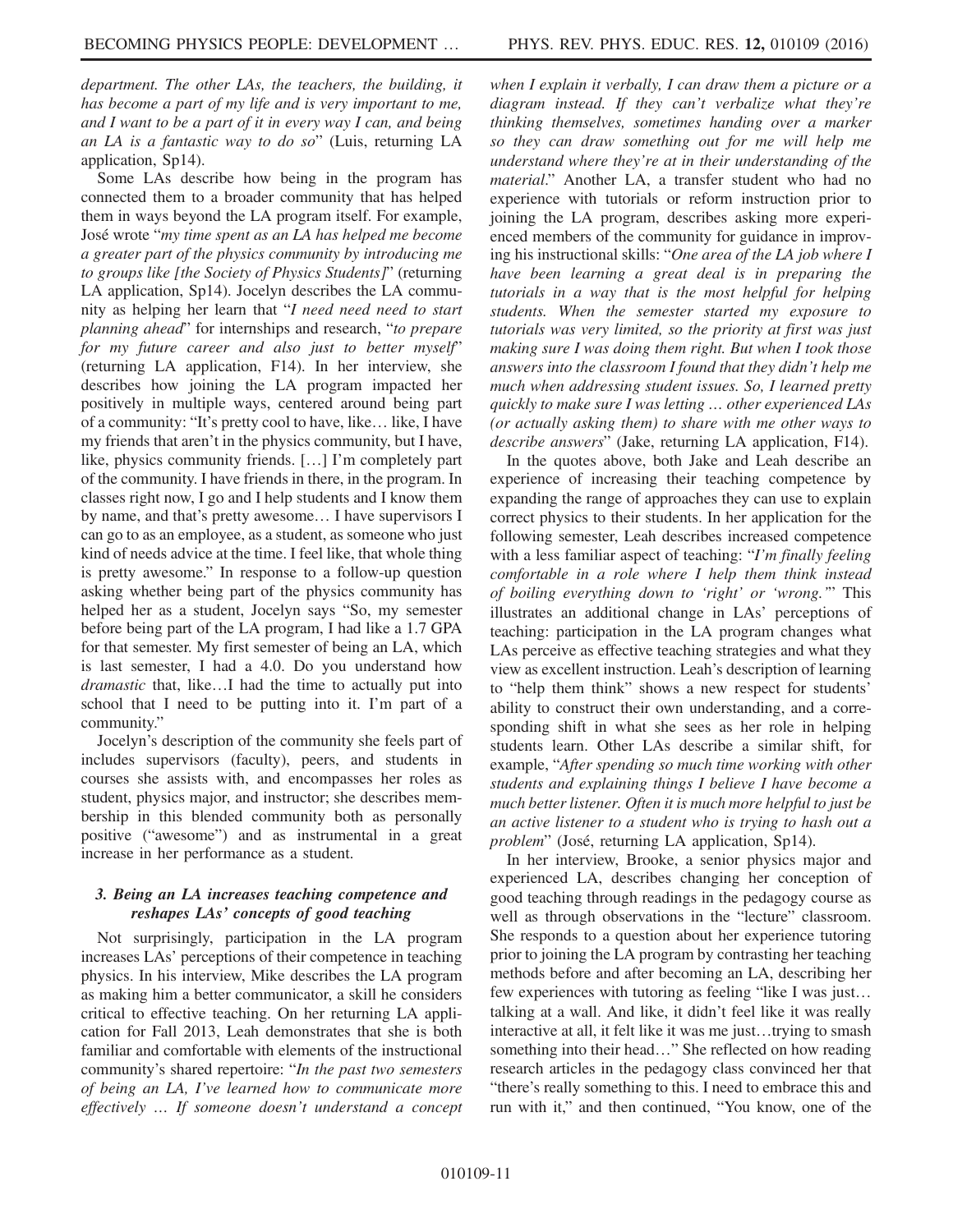*department. The other LAs, the teachers, the building, it has become a part of my life and is very important to me, and I want to be a part of it in every way I can, and being an LA is a fantastic way to do so*" (Luis, returning LA application, Sp14).

Some LAs describe how being in the program has connected them to a broader community that has helped them in ways beyond the LA program itself. For example, José wrote "*my time spent as an LA has helped me become a greater part of the physics community by introducing me to groups like [the Society of Physics Students]*" (returning LA application, Sp14). Jocelyn describes the LA community as helping her learn that "*I need need need to start planning ahead*" for internships and research, "*to prepare for my future career and also just to better myself*" (returning LA application, F14). In her interview, she describes how joining the LA program impacted her positively in multiple ways, centered around being part of a community: "It's pretty cool to have, like… like, I have my friends that aren't in the physics community, but I have, like, physics community friends. […] I'm completely part of the community. I have friends in there, in the program. In classes right now, I go and I help students and I know them by name, and that's pretty awesome… I have supervisors I can go to as an employee, as a student, as someone who just kind of needs advice at the time. I feel like, that whole thing is pretty awesome." In response to a follow-up question asking whether being part of the physics community has helped her as a student, Jocelyn says "So, my semester before being part of the LA program, I had like a 1.7 GPA for that semester. My first semester of being an LA, which is last semester, I had a 4.0. Do you understand how *dramatic* that, like…I had the time to actually put into school that I need to be putting into it. I'm part of a community."

Jocelyn's description of the community she feels part of includes supervisors (faculty), peers, and students in courses she assists with, and encompasses her roles as student, physics major, and instructor; she describes membership in this blended community both as personally positive ("awesome") and as instrumental in a great increase in her performance as a student.

### 3. Being an LA increases teaching competence and reshapes LAs' concepts of good teaching

Not surprisingly, participation in the LA program increases LAs' perceptions of their competence in teaching physics. In his interview, Mike describes the LA program as making him a better communicator, a skill he considers critical to effective teaching. On her returning LA application for Fall 2013, Leah demonstrates that she is both familiar and comfortable with elements of the instructional community's shared repertoire: "*In the past two semesters of being an LA, I've learned how to communicate more effectively … If someone doesn't understand a concept when I explain it verbally, I can draw them a picture or a diagram instead. If they can't verbalize what they're thinking themselves, sometimes handing over a marker so they can draw something out for me will help me understand where they're at in their understanding of the material*." Another LA, a transfer student who had no experience with tutorials or reform instruction prior to joining the LA program, describes asking more experienced members of the community for guidance in improving his instructional skills: "*One area of the LA job where I have been learning a great deal is in preparing the tutorials in a way that is the most helpful for helping students. When the semester started my exposure to tutorials was very limited, so the priority at first was just making sure I was doing them right. But when I took those answers into the classroom I found that they didn't help me much when addressing student issues. So, I learned pretty quickly to make sure I was letting … other experienced LAs (or actually asking them) to share with me other ways to describe answers*" (Jake, returning LA application, F14).

In the quotes above, both Jake and Leah describe an experience of increasing their teaching competence by expanding the range of approaches they can use to explain correct physics to their students. In her application for the following semester, Leah describes increased competence with a less familiar aspect of teaching: "*I'm finally feeling comfortable in a role where I help them think instead of boiling everything down to 'right' or 'wrong.'*" This illustrates an additional change in LAs' perceptions of teaching: participation in the LA program changes what LAs perceive as effective teaching strategies and what they view as excellent instruction. Leah's description of learning to "help them think" shows a new respect for students' ability to construct their own understanding, and a corresponding shift in what she sees as her role in helping students learn. Other LAs describe a similar shift, for example, "*After spending so much time working with other students and explaining things I believe I have become a much better listener. Often it is much more helpful to just be an active listener to a student who is trying to hash out a problem*" (José, returning LA application, Sp14).

In her interview, Brooke, a senior physics major and experienced LA, describes changing her conception of good teaching through readings in the pedagogy course as well as through observations in the "lecture" classroom. She responds to a question about her experience tutoring prior to joining the LA program by contrasting her teaching methods before and after becoming an LA, describing her few experiences with tutoring as feeling "like I was just… talking at a wall. And like, it didn't feel like it was really interactive at all, it felt like it was me just…trying to smash something into their head…" She reflected on how reading research articles in the pedagogy class convinced her that "there's really something to this. I need to embrace this and run with it," and then continued, "You know, one of the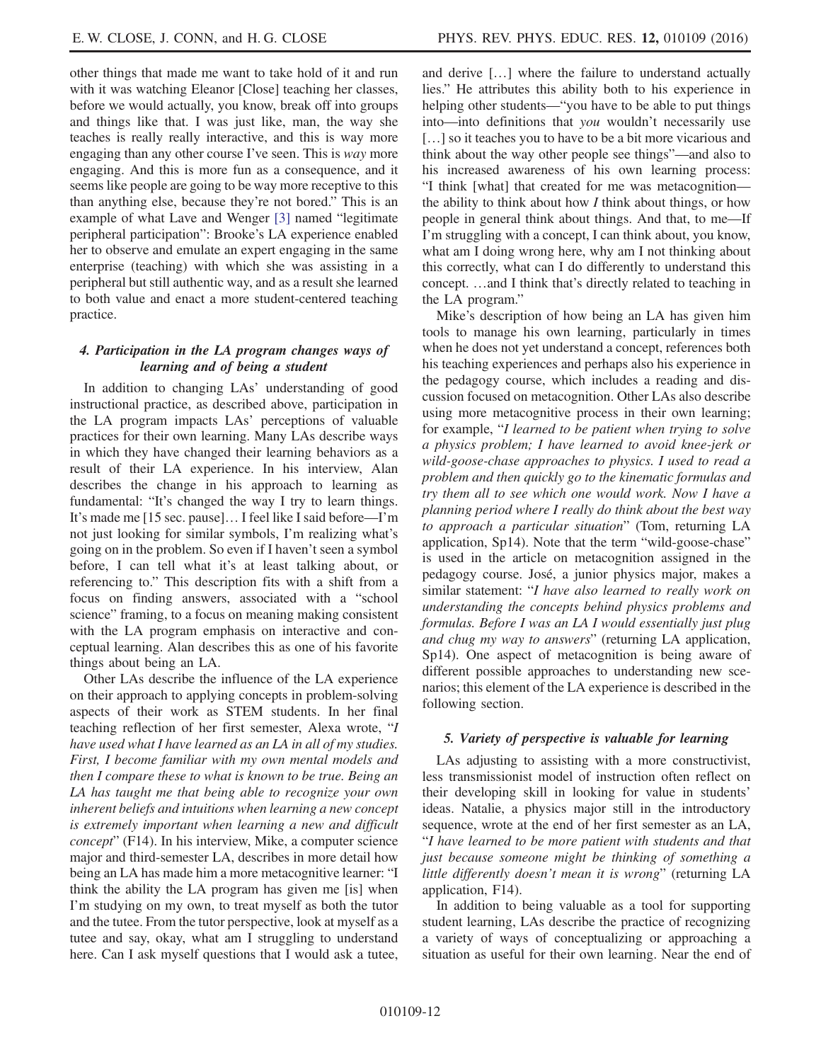other things that made me want to take hold of it and run with it was watching Eleanor [Close] teaching her classes, before we would actually, you know, break off into groups and things like that. I was just like, man, the way she teaches is really really interactive, and this is way more engaging than any other course I've seen. This is *way* more engaging. And this is more fun as a consequence, and it seems like people are going to be way more receptive to this than anything else, because they're not bored." This is an example of what Lave and Wenger [3] named "legitimate peripheral participation": Brooke's LA experience enabled her to observe and emulate an expert engaging in the same enterprise (teaching) with which she was assisting in a peripheral but still authentic way, and as a result she learned to both value and enact a more student-centered teaching practice.

#### 4. Participation in the LA program changes ways of learning and of being a student

In addition to changing LAs' understanding of good instructional practice, as described above, participation in the LA program impacts LAs' perceptions of valuable practices for their own learning. Many LAs describe ways in which they have changed their learning behaviors as a result of their LA experience. In his interview, Alan describes the change in his approach to learning as fundamental: "It's changed the way I try to learn things. It's made me [15 sec. pause]… I feel like I said before—I'm not just looking for similar symbols, I'm realizing what's going on in the problem. So even if I haven't seen a symbol before, I can tell what it's at least talking about, or referencing to." This description fits with a shift from a focus on finding answers, associated with a "school science" framing, to a focus on meaning making consistent with the LA program emphasis on interactive and conceptual learning. Alan describes this as one of his favorite things about being an LA.

Other LAs describe the influence of the LA experience on their approach to applying concepts in problem-solving aspects of their work as STEM students. In her final teaching reflection of her first semester, Alexa wrote, "*I have used what I have learned as an LA in all of my studies. First, I become familiar with my own mental models and then I compare these to what is known to be true. Being an LA has taught me that being able to recognize your own inherent beliefs and intuitions when learning a new concept is extremely important when learning a new and difficult concept*" (F14). In his interview, Mike, a computer science major and third-semester LA, describes in more detail how being an LA has made him a more metacognitive learner: "I think the ability the LA program has given me [is] when I'm studying on my own, to treat myself as both the tutor and the tutee. From the tutor perspective, look at myself as a tutee and say, okay, what am I struggling to understand here. Can I ask myself questions that I would ask a tutee, and derive […] where the failure to understand actually lies." He attributes this ability both to his experience in helping other students—"you have to be able to put things into—into definitions that *you* wouldn't necessarily use […] so it teaches you to have to be a bit more vicarious and think about the way other people see things"—and also to his increased awareness of his own learning process: "I think [what] that created for me was metacognition—the ability to think about how *I* think about things, or how people in general think about things. And that, to me—If I'm struggling with a concept, I can think about, you know, what am I doing wrong here, why am I not thinking about this correctly, what can I do differently to understand this concept. …and I think that's directly related to teaching in the LA program."

Mike's description of how being an LA has given him tools to manage his own learning, particularly in times when he does not yet understand a concept, references both his teaching experiences and perhaps also his experience in the pedagogy course, which includes a reading and discussion focused on metacognition. Other LAs also describe using more metacognitive process in their own learning; for example, "*I learned to be patient when trying to solve a physics problem; I have learned to avoid knee-jerk or wild-goose-chase approaches to physics. I used to read a problem and then quickly go to the kinematic formulas and try them all to see which one would work. Now I have a planning period where I really do think about the best way to approach a particular situation*" (Tom, returning LA application, Sp14). Note that the term "wild-goose-chase" is used in the article on metacognition assigned in the pedagogy course. José, a junior physics major, makes a similar statement: "*I have also learned to really work on understanding the concepts behind physics problems and formulas. Before I was an LA I would essentially just plug and chug my way to answers*" (returning LA application, Sp14). One aspect of metacognition is being aware of different possible approaches to understanding new scenarios; this element of the LA experience is described in the following section.

#### 5. Variety of perspective is valuable for learning

LAs adjusting to assisting with a more constructivist, less transmissionist model of instruction often reflect on their developing skill in looking for value in students' ideas. Natalie, a physics major still in the introductory sequence, wrote at the end of her first semester as an LA, "*I have learned to be more patient with students and that just because someone might be thinking of something a little differently doesn't mean it is wrong*" (returning LA application, F14).

In addition to being valuable as a tool for supporting student learning, LAs describe the practice of recognizing a variety of ways of conceptualizing or approaching a situation as useful for their own learning. Near the end of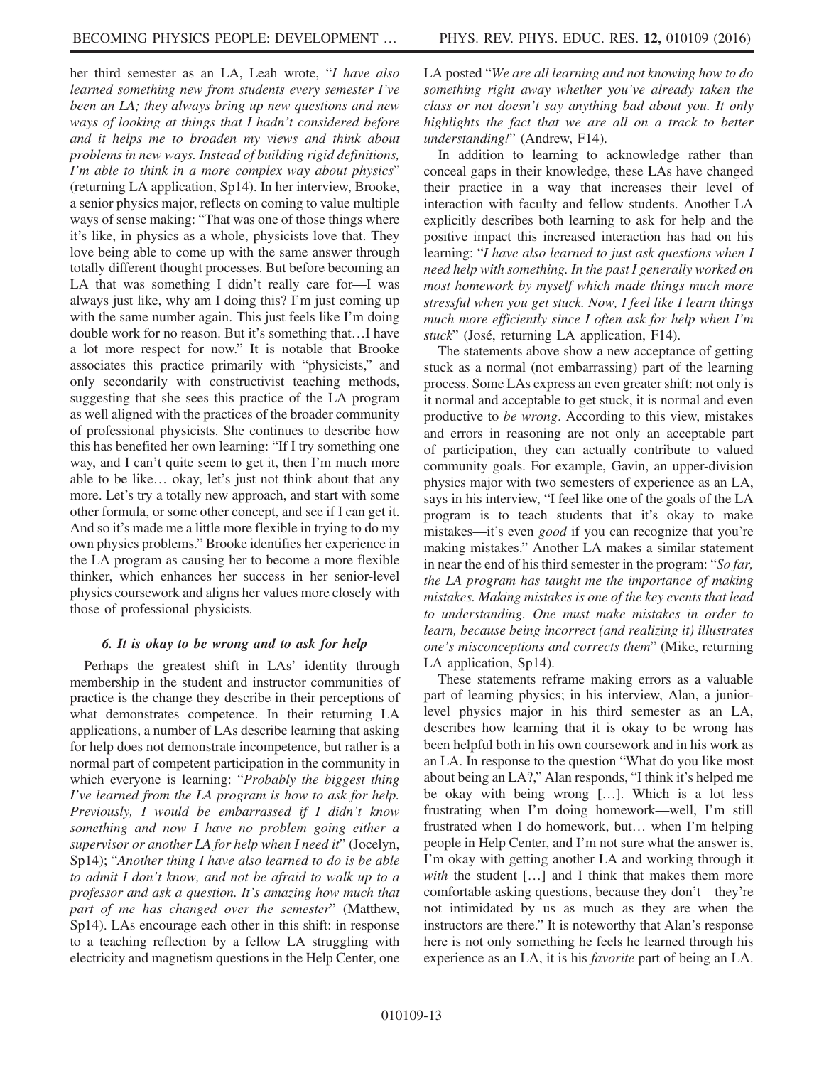her third semester as an LA, Leah wrote, "*I have also learned something new from students every semester I've been an LA; they always bring up new questions and new ways of looking at things that I hadn't considered before and it helps me to broaden my views and think about problems in new ways. Instead of building rigid definitions, I'm able to think in a more complex way about physics*" (returning LA application, Sp14). In her interview, Brooke, a senior physics major, reflects on coming to value multiple ways of sense making: "That was one of those things where it's like, in physics as a whole, physicists love that. They love being able to come up with the same answer through totally different thought processes. But before becoming an LA that was something I didn't really care for—I was always just like, why am I doing this? I'm just coming up with the same number again. This just feels like I'm doing double work for no reason. But it's something that…I have a lot more respect for now." It is notable that Brooke associates this practice primarily with "physicists," and only secondarily with constructivist teaching methods, suggesting that she sees this practice of the LA program as well aligned with the practices of the broader community of professional physicists. She continues to describe how this has benefited her own learning: "If I try something one way, and I can't quite seem to get it, then I'm much more able to be like… okay, let's just not think about that any more. Let's try a totally new approach, and start with some other formula, or some other concept, and see if I can get it. And so it's made me a little more flexible in trying to do my own physics problems." Brooke identifies her experience in the LA program as causing her to become a more flexible thinker, which enhances her success in her senior-level physics coursework and aligns her values more closely with those of professional physicists.

#### 6. It is okay to be wrong and to ask for help

Perhaps the greatest shift in LAs' identity through membership in the student and instructor communities of practice is the change they describe in their perceptions of what demonstrates competence. In their returning LA applications, a number of LAs describe learning that asking for help does not demonstrate incompetence, but rather is a normal part of competent participation in the community in which everyone is learning: "*Probably the biggest thing I've learned from the LA program is how to ask for help. Previously, I would be embarrassed if I didn't know something and now I have no problem going either a supervisor or another LA for help when I need it*" (Jocelyn, Sp14); "*Another thing I have also learned to do is be able to admit I don't know, and not be afraid to walk up to a professor and ask a question. It's amazing how much that part of me has changed over the semester*" (Matthew, Sp14). LAs encourage each other in this shift: in response to a teaching reflection by a fellow LA struggling with electricity and magnetism questions in the Help Center, one LA posted "*We are all learning and not knowing how to do something right away whether you've already taken the class or not doesn't say anything bad about you. It only highlights the fact that we are all on a track to better understanding!*" (Andrew, F14).

In addition to learning to acknowledge rather than conceal gaps in their knowledge, these LAs have changed their practice in a way that increases their level of interaction with faculty and fellow students. Another LA explicitly describes both learning to ask for help and the positive impact this increased interaction has had on his learning: "*I have also learned to just ask questions when I need help with something. In the past I generally worked on most homework by myself which made things much more stressful when you get stuck. Now, I feel like I learn things much more efficiently since I often ask for help when I'm stuck*" (José, returning LA application, F14).

The statements above show a new acceptance of getting stuck as a normal (not embarrassing) part of the learning process. Some LAs express an even greater shift: not only is it normal and acceptable to get stuck, it is normal and even productive to *be wrong*. According to this view, mistakes and errors in reasoning are not only an acceptable part of participation, they can actually contribute to valued community goals. For example, Gavin, an upper-division physics major with two semesters of experience as an LA, says in his interview, "I feel like one of the goals of the LA program is to teach students that it's okay to make mistakes—it's even *good* if you can recognize that you're making mistakes." Another LA makes a similar statement in near the end of his third semester in the program: "*So far, the LA program has taught me the importance of making mistakes. Making mistakes is one of the key events that lead to understanding. One must make mistakes in order to learn, because being incorrect (and realizing it) illustrates one's misconceptions and corrects them*" (Mike, returning LA application, Sp14).

These statements reframe making errors as a valuable part of learning physics; in his interview, Alan, a junior-level physics major in his third semester as an LA, describes how learning that it is okay to be wrong has been helpful both in his own coursework and in his work as an LA. In response to the question "What do you like most about being an LA?," Alan responds, "I think it's helped me be okay with being wrong […]. Which is a lot less frustrating when I'm doing homework—well, I'm still frustrated when I do homework, but… when I'm helping people in Help Center, and I'm not sure what the answer is, I'm okay with getting another LA and working through it *with* the student […] and I think that makes them more comfortable asking questions, because they don't—they're not intimidated by us as much as they are when the instructors are there." It is noteworthy that Alan's response here is not only something he feels he learned through his experience as an LA, it is his *favorite* part of being an LA.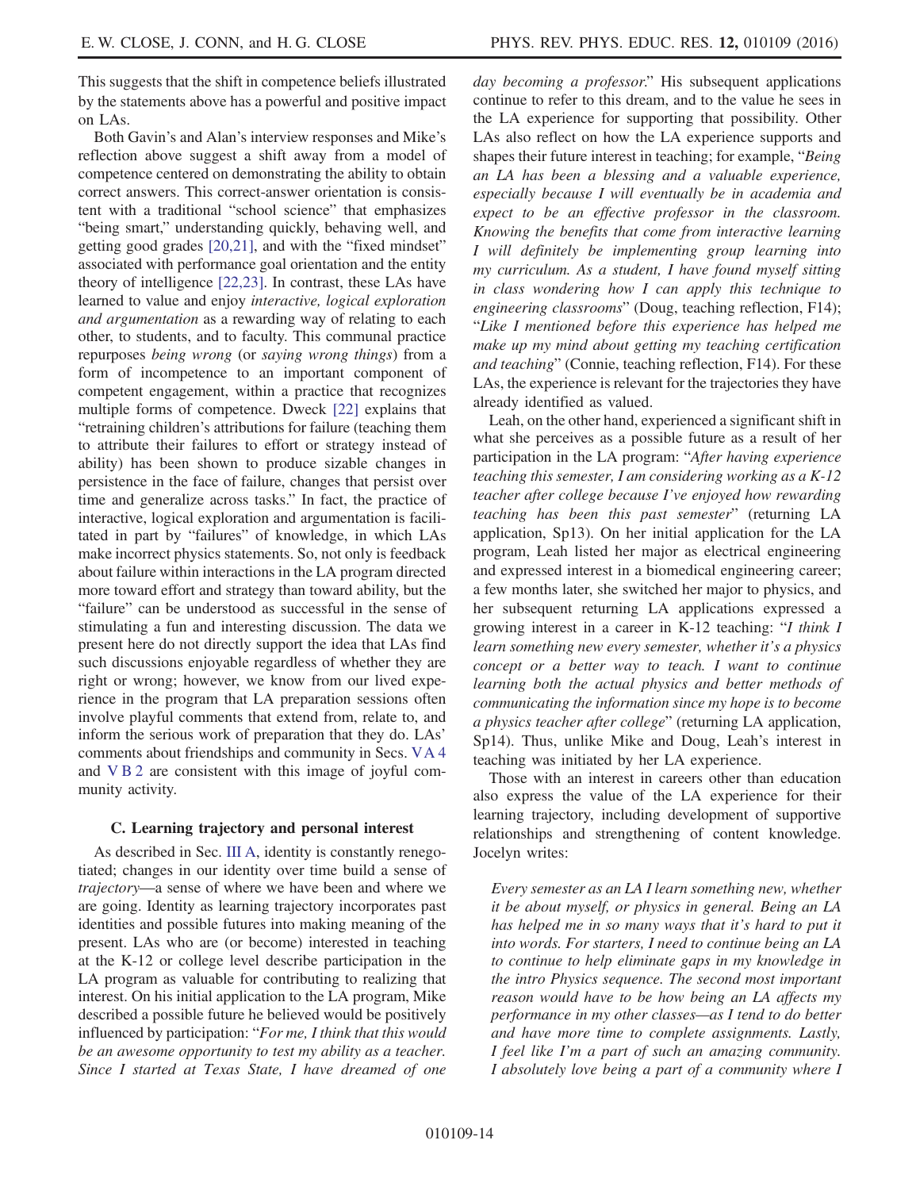This suggests that the shift in competence beliefs illustrated by the statements above has a powerful and positive impact on LAs.

Both Gavin's and Alan's interview responses and Mike's reflection above suggest a shift away from a model of competence centered on demonstrating the ability to obtain correct answers. This correct-answer orientation is consistent with a traditional "school science" that emphasizes "being smart," understanding quickly, behaving well, and getting good grades [20,21], and with the "fixed mindset" associated with performance goal orientation and the entity theory of intelligence [22,23]. In contrast, these LAs have learned to value and enjoy *interactive, logical exploration and argumentation* as a rewarding way of relating to each other, to students, and to faculty. This communal practice repurposes *being wrong* (or *saying wrong things*) from a form of incompetence to an important component of competent engagement, within a practice that recognizes multiple forms of competence. Dweck [22] explains that "retraining children's attributions for failure (teaching them to attribute their failures to effort or strategy instead of ability) has been shown to produce sizable changes in persistence in the face of failure, changes that persist over time and generalize across tasks." In fact, the practice of interactive, logical exploration and argumentation is facilitated in part by "failures" of knowledge, in which LAs make incorrect physics statements. So, not only is feedback about failure within interactions in the LA program directed more toward effort and strategy than toward ability, but the "failure" can be understood as successful in the sense of stimulating a fun and interesting discussion. The data we present here do not directly support the idea that LAs find such discussions enjoyable regardless of whether they are right or wrong; however, we know from our lived experience in the program that LA preparation sessions often involve playful comments that extend from, relate to, and inform the serious work of preparation that they do. LAs' comments about friendships and community in Secs. V A 4 and V B 2 are consistent with this image of joyful community activity.

### C. Learning trajectory and personal interest

As described in Sec. III A, identity is constantly renegotiated; changes in our identity over time build a sense of *trajectory*—a sense of where we have been and where we are going. Identity as learning trajectory incorporates past identities and possible futures into making meaning of the present. LAs who are (or become) interested in teaching at the K-12 or college level describe participation in the LA program as valuable for contributing to realizing that interest. On his initial application to the LA program, Mike described a possible future he believed would be positively influenced by participation: "*For me, I think that this would be an awesome opportunity to test my ability as a teacher. Since I started at Texas State, I have dreamed of one day becoming a professor.*" His subsequent applications continue to refer to this dream, and to the value he sees in the LA experience for supporting that possibility. Other LAs also reflect on how the LA experience supports and shapes their future interest in teaching; for example, "*Being an LA has been a blessing and a valuable experience, especially because I will eventually be in academia and expect to be an effective professor in the classroom. Knowing the benefits that come from interactive learning I will definitely be implementing group learning into my curriculum. As a student, I have found myself sitting in class wondering how I can apply this technique to engineering classrooms*" (Doug, teaching reflection, F14); "*Like I mentioned before this experience has helped me make up my mind about getting my teaching certification and teaching*" (Connie, teaching reflection, F14). For these LAs, the experience is relevant for the trajectories they have already identified as valued.

Leah, on the other hand, experienced a significant shift in what she perceives as a possible future as a result of her participation in the LA program: "*After having experience teaching this semester, I am considering working as a K-12 teacher after college because I've enjoyed how rewarding teaching has been this past semester*" (returning LA application, Sp13). On her initial application for the LA program, Leah listed her major as electrical engineering and expressed interest in a biomedical engineering career; a few months later, she switched her major to physics, and her subsequent returning LA applications expressed a growing interest in a career in K-12 teaching: "*I think I learn something new every semester, whether it's a physics concept or a better way to teach. I want to continue learning both the actual physics and better methods of communicating the information since my hope is to become a physics teacher after college*" (returning LA application, Sp14). Thus, unlike Mike and Doug, Leah's interest in teaching was initiated by her LA experience.

Those with an interest in careers other than education also express the value of the LA experience for their learning trajectory, including development of supportive relationships and strengthening of content knowledge. Jocelyn writes:

> *Every semester as an LA I learn something new, whether it be about myself, or physics in general. Being an LA has helped me in so many ways that it's hard to put it into words. For starters, I need to continue being an LA to continue to help eliminate gaps in my knowledge in the intro Physics sequence. The second most important reason would have to be how being an LA affects my performance in my other classes—as I tend to do better and have more time to complete assignments. Lastly, I feel like I'm a part of such an amazing community. I absolutely love being a part of a community where I*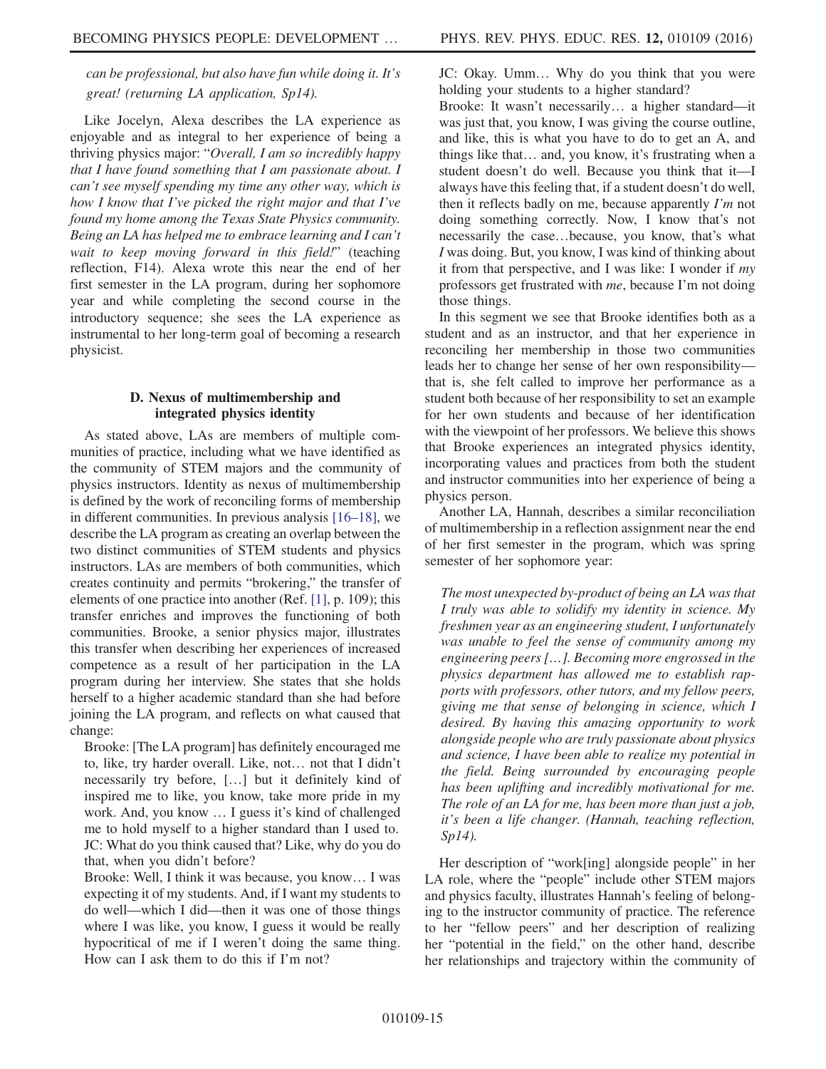*can be professional, but also have fun while doing it. It's great! (returning LA application, Sp14).*

Like Jocelyn, Alexa describes the LA experience as enjoyable and as integral to her experience of being a thriving physics major: "*Overall, I am so incredibly happy that I have found something that I am passionate about. I can't see myself spending my time any other way, which is how I know that I've picked the right major and that I've found my home among the Texas State Physics community. Being an LA has helped me to embrace learning and I can't wait to keep moving forward in this field!*" (teaching reflection, F14). Alexa wrote this near the end of her first semester in the LA program, during her sophomore year and while completing the second course in the introductory sequence; she sees the LA experience as instrumental to her long-term goal of becoming a research physicist.

### D. Nexus of multimembership and integrated physics identity

As stated above, LAs are members of multiple communities of practice, including what we have identified as the community of STEM majors and the community of physics instructors. Identity as nexus of multimembership is defined by the work of reconciling forms of membership in different communities. In previous analysis [16–18], we describe the LA program as creating an overlap between the two distinct communities of STEM students and physics instructors. LAs are members of both communities, which creates continuity and permits "brokering," the transfer of elements of one practice into another (Ref. [1], p. 109); this transfer enriches and improves the functioning of both communities. Brooke, a senior physics major, illustrates this transfer when describing her experiences of increased competence as a result of her participation in the LA program during her interview. She states that she holds herself to a higher academic standard than she had before joining the LA program, and reflects on what caused that change:

Brooke: [The LA program] has definitely encouraged me to, like, try harder overall. Like, not… not that I didn't necessarily try before, […] but it definitely kind of inspired me to like, you know, take more pride in my work. And, you know … I guess it's kind of challenged me to hold myself to a higher standard than I used to.
JC: What do you think caused that? Like, why do you do that, when you didn't before?
Brooke: Well, I think it was because, you know… I was expecting it of my students. And, if I want my students to do well—which I did—then it was one of those things where I was like, you know, I guess it would be really hypocritical of me if I weren't doing the same thing. How can I ask them to do this if I'm not?
JC: Okay. Umm… Why do you think that you were holding your students to a higher standard?
Brooke: It wasn't necessarily… a higher standard—it was just that, you know, I was giving the course outline, and like, this is what you have to do to get an A, and things like that… and, you know, it's frustrating when a student doesn't do well. Because you think that it—I always have this feeling that, if a student doesn't do well, then it reflects badly on me, because apparently *I'm* not doing something correctly. Now, I know that's not necessarily the case…because, you know, that's what *I* was doing. But, you know, I was kind of thinking about it from that perspective, and I was like: I wonder if *my* professors get frustrated with *me*, because I'm not doing those things.

In this segment we see that Brooke identifies both as a student and as an instructor, and that her experience in reconciling her membership in those two communities leads her to change her sense of her own responsibility—that is, she felt called to improve her performance as a student both because of her responsibility to set an example for her own students and because of her identification with the viewpoint of her professors. We believe this shows that Brooke experiences an integrated physics identity, incorporating values and practices from both the student and instructor communities into her experience of being a physics person.

Another LA, Hannah, describes a similar reconciliation of multimembership in a reflection assignment near the end of her first semester in the program, which was spring semester of her sophomore year:

> *The most unexpected by-product of being an LA was that I truly was able to solidify my identity in science. My freshmen year as an engineering student, I unfortunately was unable to feel the sense of community among my engineering peers […]. Becoming more engrossed in the physics department has allowed me to establish rapports with professors, other tutors, and my fellow peers, giving me that sense of belonging in science, which I desired. By having this amazing opportunity to work alongside people who are truly passionate about physics and science, I have been able to realize my potential in the field. Being surrounded by encouraging people has been uplifting and incredibly motivational for me. The role of an LA for me, has been more than just a job, it's been a life changer. (Hannah, teaching reflection, Sp14).*

Her description of "work[ing] alongside people" in her LA role, where the "people" include other STEM majors and physics faculty, illustrates Hannah's feeling of belonging to the instructor community of practice. The reference to her "fellow peers" and her description of realizing her "potential in the field," on the other hand, describe her relationships and trajectory within the community of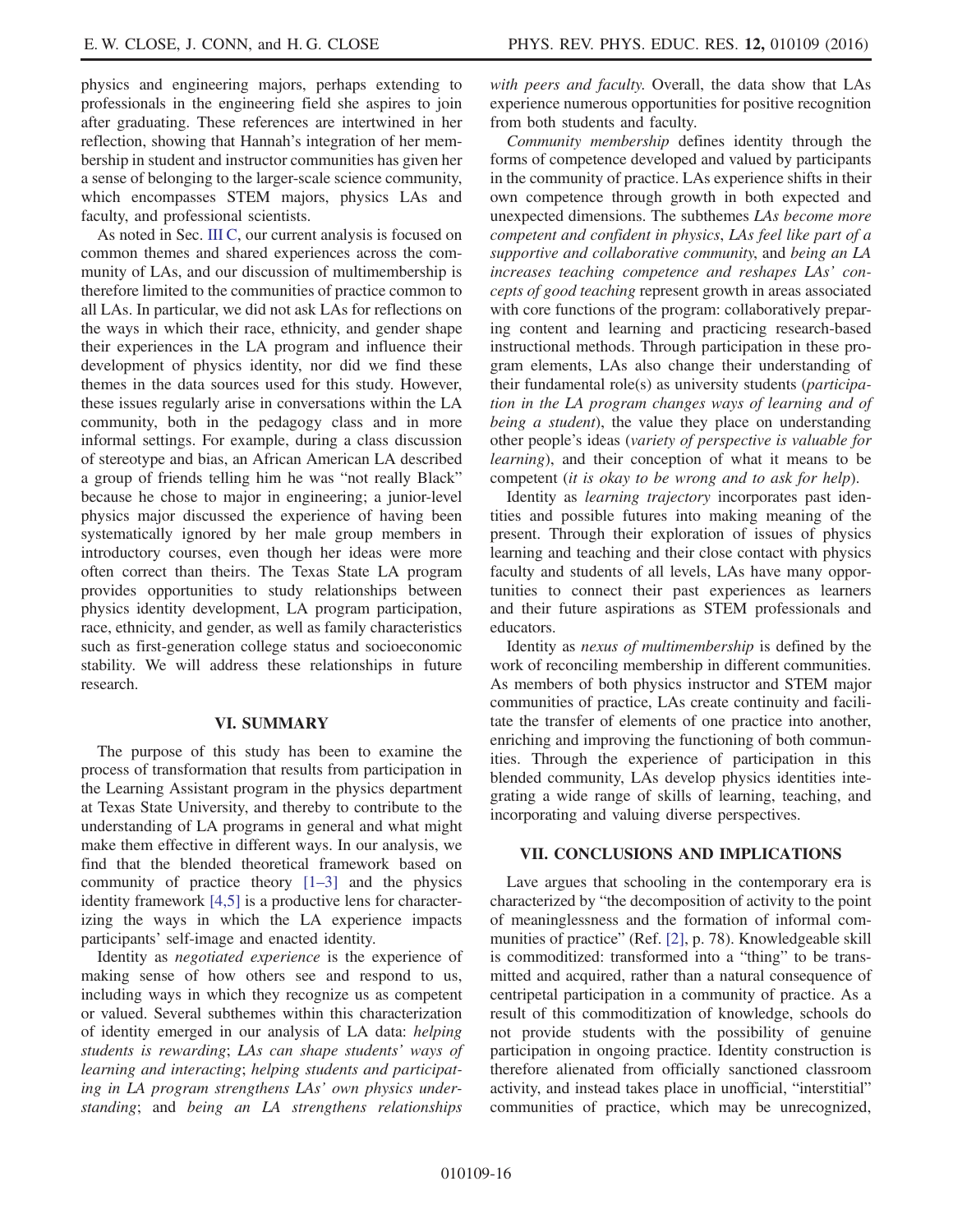physics and engineering majors, perhaps extending to professionals in the engineering field she aspires to join after graduating. These references are intertwined in her reflection, showing that Hannah's integration of her membership in student and instructor communities has given her a sense of belonging to the larger-scale science community, which encompasses STEM majors, physics LAs and faculty, and professional scientists.

As noted in Sec. III C, our current analysis is focused on common themes and shared experiences across the community of LAs, and our discussion of multimembership is therefore limited to the communities of practice common to all LAs. In particular, we did not ask LAs for reflections on the ways in which their race, ethnicity, and gender shape their experiences in the LA program and influence their development of physics identity, nor did we find these themes in the data sources used for this study. However, these issues regularly arise in conversations within the LA community, both in the pedagogy class and in more informal settings. For example, during a class discussion of stereotype and bias, an African American LA described a group of friends telling him he was "not really Black" because he chose to major in engineering; a junior-level physics major discussed the experience of having been systematically ignored by her male group members in introductory courses, even though her ideas were more often correct than theirs. The Texas State LA program provides opportunities to study relationships between physics identity development, LA program participation, race, ethnicity, and gender, as well as family characteristics such as first-generation college status and socioeconomic stability. We will address these relationships in future research.

## VI. SUMMARY

The purpose of this study has been to examine the process of transformation that results from participation in the Learning Assistant program in the physics department at Texas State University, and thereby to contribute to the understanding of LA programs in general and what might make them effective in different ways. In our analysis, we find that the blended theoretical framework based on community of practice theory [1–3] and the physics identity framework [4,5] is a productive lens for characterizing the ways in which the LA experience impacts participants' self-image and enacted identity.

Identity as *negotiated experience* is the experience of making sense of how others see and respond to us, including ways in which they recognize us as competent or valued. Several subthemes within this characterization of identity emerged in our analysis of LA data: *helping students is rewarding*; *LAs can shape students' ways of learning and interacting*; *helping students and participating in LA program strengthens LAs' own physics understanding*; and *being an LA strengthens relationships with peers and faculty*. Overall, the data show that LAs experience numerous opportunities for positive recognition from both students and faculty.

*Community membership* defines identity through the forms of competence developed and valued by participants in the community of practice. LAs experience shifts in their own competence through growth in both expected and unexpected dimensions. The subthemes *LAs become more competent and confident in physics*, *LAs feel like part of a supportive and collaborative community*, and *being an LA increases teaching competence and reshapes LAs' concepts of good teaching* represent growth in areas associated with core functions of the program: collaboratively preparing content and learning and practicing research-based instructional methods. Through participation in these program elements, LAs also change their understanding of their fundamental role(s) as university students (*participation in the LA program changes ways of learning and of being a student*), the value they place on understanding other people's ideas (*variety of perspective is valuable for learning*), and their conception of what it means to be competent (*it is okay to be wrong and to ask for help*).

Identity as *learning trajectory* incorporates past identities and possible futures into making meaning of the present. Through their exploration of issues of physics learning and teaching and their close contact with physics faculty and students of all levels, LAs have many opportunities to connect their past experiences as learners and their future aspirations as STEM professionals and educators.

Identity as *nexus of multimembership* is defined by the work of reconciling membership in different communities. As members of both physics instructor and STEM major communities of practice, LAs create continuity and facilitate the transfer of elements of one practice into another, enriching and improving the functioning of both communities. Through the experience of participation in this blended community, LAs develop physics identities integrating a wide range of skills of learning, teaching, and incorporating and valuing diverse perspectives.

## VII. CONCLUSIONS AND IMPLICATIONS

Lave argues that schooling in the contemporary era is characterized by "the decomposition of activity to the point of meaninglessness and the formation of informal communities of practice" (Ref. [2], p. 78). Knowledgeable skill is commoditized: transformed into a "thing" to be transmitted and acquired, rather than a natural consequence of centripetal participation in a community of practice. As a result of this commoditization of knowledge, schools do not provide students with the possibility of genuine participation in ongoing practice. Identity construction is therefore alienated from officially sanctioned classroom activity, and instead takes place in unofficial, "interstitial" communities of practice, which may be unrecognized,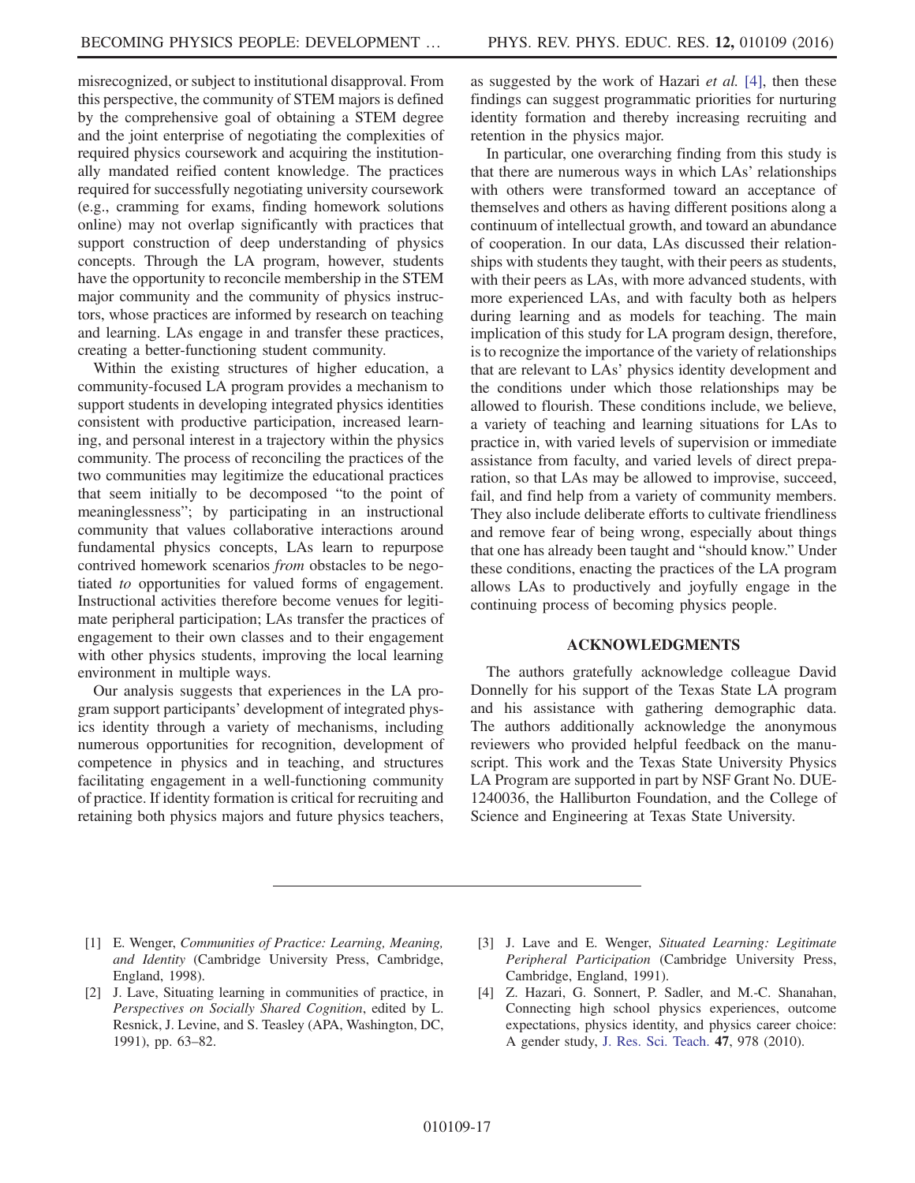misrecognized, or subject to institutional disapproval. From this perspective, the community of STEM majors is defined by the comprehensive goal of obtaining a STEM degree and the joint enterprise of negotiating the complexities of required physics coursework and acquiring the institutionally mandated reified content knowledge. The practices required for successfully negotiating university coursework (e.g., cramming for exams, finding homework solutions online) may not overlap significantly with practices that support construction of deep understanding of physics concepts. Through the LA program, however, students have the opportunity to reconcile membership in the STEM major community and the community of physics instructors, whose practices are informed by research on teaching and learning. LAs engage in and transfer these practices, creating a better-functioning student community.

Within the existing structures of higher education, a community-focused LA program provides a mechanism to support students in developing integrated physics identities consistent with productive participation, increased learning, and personal interest in a trajectory within the physics community. The process of reconciling the practices of the two communities may legitimize the educational practices that seem initially to be decomposed "to the point of meaninglessness"; by participating in an instructional community that values collaborative interactions around fundamental physics concepts, LAs learn to repurpose contrived homework scenarios *from* obstacles to be negotiated *to* opportunities for valued forms of engagement. Instructional activities therefore become venues for legitimate peripheral participation; LAs transfer the practices of engagement to their own classes and to their engagement with other physics students, improving the local learning environment in multiple ways.

Our analysis suggests that experiences in the LA program support participants' development of integrated physics identity through a variety of mechanisms, including numerous opportunities for recognition, development of competence in physics and in teaching, and structures facilitating engagement in a well-functioning community of practice. If identity formation is critical for recruiting and retaining both physics majors and future physics teachers, as suggested by the work of Hazari *et al.* [4], then these findings can suggest programmatic priorities for nurturing identity formation and thereby increasing recruiting and retention in the physics major.

In particular, one overarching finding from this study is that there are numerous ways in which LAs' relationships with others were transformed toward an acceptance of themselves and others as having different positions along a continuum of intellectual growth, and toward an abundance of cooperation. In our data, LAs discussed their relationships with students they taught, with their peers as students, with their peers as LAs, with more advanced students, with more experienced LAs, and with faculty both as helpers during learning and as models for teaching. The main implication of this study for LA program design, therefore, is to recognize the importance of the variety of relationships that are relevant to LAs' physics identity development and the conditions under which those relationships may be allowed to flourish. These conditions include, we believe, a variety of teaching and learning situations for LAs to practice in, with varied levels of supervision or immediate assistance from faculty, and varied levels of direct preparation, so that LAs may be allowed to improvise, succeed, fail, and find help from a variety of community members. They also include deliberate efforts to cultivate friendliness and remove fear of being wrong, especially about things that one has already been taught and "should know." Under these conditions, enacting the practices of the LA program allows LAs to productively and joyfully engage in the continuing process of becoming physics people.

## ACKNOWLEDGMENTS

The authors gratefully acknowledge colleague David Donnelly for his support of the Texas State LA program and his assistance with gathering demographic data. The authors additionally acknowledge the anonymous reviewers who provided helpful feedback on the manuscript. This work and the Texas State University Physics LA Program are supported in part by NSF Grant No. DUE-1240036, the Halliburton Foundation, and the College of Science and Engineering at Texas State University.

---

[1] E. Wenger, *Communities of Practice: Learning, Meaning, and Identity* (Cambridge University Press, Cambridge, England, 1998).

[2] J. Lave, Situating learning in communities of practice, in *Perspectives on Socially Shared Cognition*, edited by L. Resnick, J. Levine, and S. Teasley (APA, Washington, DC, 1991), pp. 63–82.

[3] J. Lave and E. Wenger, *Situated Learning: Legitimate Peripheral Participation* (Cambridge University Press, Cambridge, England, 1991).

[4] Z. Hazari, G. Sonnert, P. Sadler, and M.-C. Shanahan, Connecting high school physics experiences, outcome expectations, physics identity, and physics career choice: A gender study, J. Res. Sci. Teach. **47**, 978 (2010).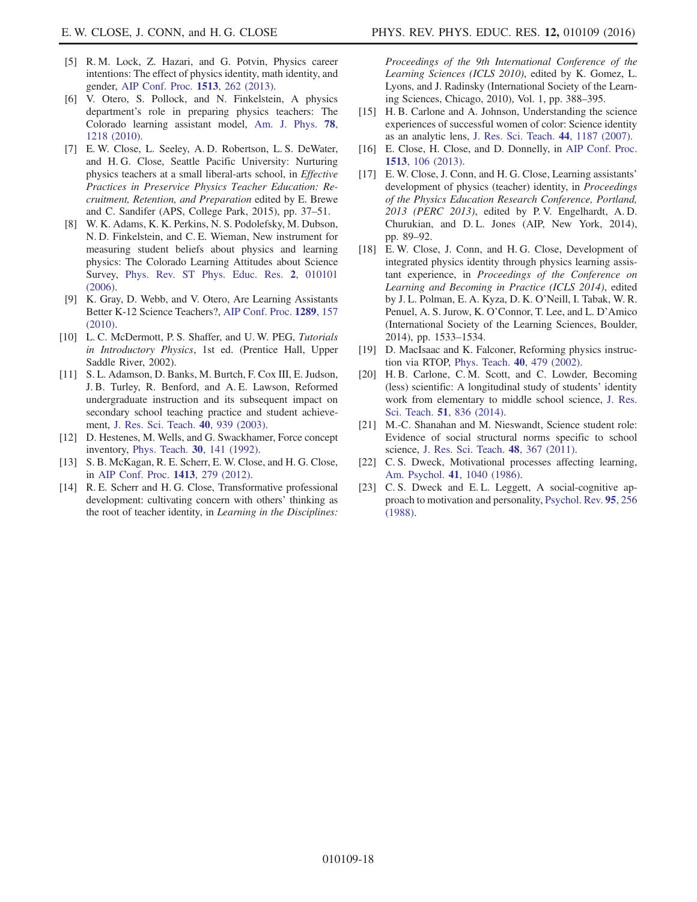[5] R. M. Lock, Z. Hazari, and G. Potvin, Physics career intentions: The effect of physics identity, math identity, and gender, AIP Conf. Proc. **1513**, 262 (2013).

[6] V. Otero, S. Pollock, and N. Finkelstein, A physics department's role in preparing physics teachers: The Colorado learning assistant model, Am. J. Phys. **78**, 1218 (2010).

[7] E. W. Close, L. Seeley, A. D. Robertson, L. S. DeWater, and H. G. Close, Seattle Pacific University: Nurturing physics teachers at a small liberal-arts school, in *Effective Practices in Preservice Physics Teacher Education: Recruitment, Retention, and Preparation* edited by E. Brewe and C. Sandifer (APS, College Park, 2015), pp. 37–51.

[8] W. K. Adams, K. K. Perkins, N. S. Podolefsky, M. Dubson, N. D. Finkelstein, and C. E. Wieman, New instrument for measuring student beliefs about physics and learning physics: The Colorado Learning Attitudes about Science Survey, Phys. Rev. ST Phys. Educ. Res. **2**, 010101 (2006).

[9] K. Gray, D. Webb, and V. Otero, Are Learning Assistants Better K-12 Science Teachers?, AIP Conf. Proc. **1289**, 157 (2010).

[10] L. C. McDermott, P. S. Shaffer, and U. W. PEG, *Tutorials in Introductory Physics*, 1st ed. (Prentice Hall, Upper Saddle River, 2002).

[11] S. L. Adamson, D. Banks, M. Burtch, F. Cox III, E. Judson, J. B. Turley, R. Benford, and A. E. Lawson, Reformed undergraduate instruction and its subsequent impact on secondary school teaching practice and student achievement, J. Res. Sci. Teach. **40**, 939 (2003).

[12] D. Hestenes, M. Wells, and G. Swackhamer, Force concept inventory, Phys. Teach. **30**, 141 (1992).

[13] S. B. McKagan, R. E. Scherr, E. W. Close, and H. G. Close, in AIP Conf. Proc. **1413**, 279 (2012).

[14] R. E. Scherr and H. G. Close, Transformative professional development: cultivating concern with others' thinking as the root of teacher identity, in *Learning in the Disciplines: Proceedings of the 9th International Conference of the Learning Sciences (ICLS 2010)*, edited by K. Gomez, L. Lyons, and J. Radinsky (International Society of the Learning Sciences, Chicago, 2010), Vol. 1, pp. 388–395.

[15] H. B. Carlone and A. Johnson, Understanding the science experiences of successful women of color: Science identity as an analytic lens, J. Res. Sci. Teach. **44**, 1187 (2007).

[16] E. Close, H. Close, and D. Donnelly, in AIP Conf. Proc. **1513**, 106 (2013).

[17] E. W. Close, J. Conn, and H. G. Close, Learning assistants' development of physics (teacher) identity, in *Proceedings of the Physics Education Research Conference, Portland, 2013 (PERC 2013)*, edited by P. V. Engelhardt, A. D. Churukian, and D. L. Jones (AIP, New York, 2014), pp. 89–92.

[18] E. W. Close, J. Conn, and H. G. Close, Development of integrated physics identity through physics learning assistant experience, in *Proceedings of the Conference on Learning and Becoming in Practice (ICLS 2014)*, edited by J. L. Polman, E. A. Kyza, D. K. O'Neill, I. Tabak, W. R. Penuel, A. S. Jurow, K. O'Connor, T. Lee, and L. D'Amico (International Society of the Learning Sciences, Boulder, 2014), pp. 1533–1534.

[19] D. MacIsaac and K. Falconer, Reforming physics instruction via RTOP, Phys. Teach. **40**, 479 (2002).

[20] H. B. Carlone, C. M. Scott, and C. Lowder, Becoming (less) scientific: A longitudinal study of students' identity work from elementary to middle school science, J. Res. Sci. Teach. **51**, 836 (2014).

[21] M.-C. Shanahan and M. Nieswandt, Science student role: Evidence of social structural norms specific to school science, J. Res. Sci. Teach. **48**, 367 (2011).

[22] C. S. Dweck, Motivational processes affecting learning, Am. Psychol. **41**, 1040 (1986).

[23] C. S. Dweck and E. L. Leggett, A social-cognitive approach to motivation and personality, Psychol. Rev. **95**, 256 (1988).